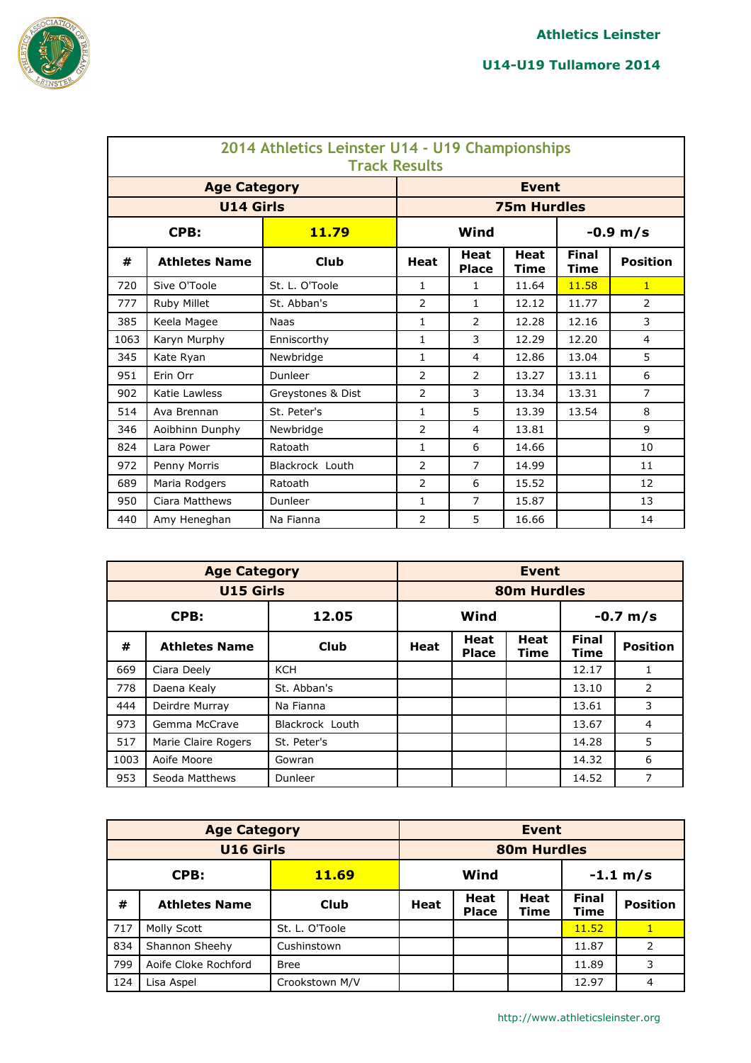# 2014 Athletics Leinster U14 - U19 Championships

## Track Results

| Age Category | | | Event | | | | |
|---|---|---|---|---|---|---|---|
| U14 Girls | | | 75m Hurdles | | | | |
| CPB: | | 11.79 | Wind | | | -0.9 m/s | |
| # | Athletes Name | Club | Heat | Heat Place | Heat Time | Final Time | Position |
| 720 | Sive O'Toole | St. L. O'Toole | 1 | 1 | 11.64 | 11.58 | 1 |
| 777 | Ruby Millet | St. Abban's | 2 | 1 | 12.12 | 11.77 | 2 |
| 385 | Keela Magee | Naas | 1 | 2 | 12.28 | 12.16 | 3 |
| 1063 | Karyn Murphy | Enniscorthy | 1 | 3 | 12.29 | 12.20 | 4 |
| 345 | Kate Ryan | Newbridge | 1 | 4 | 12.86 | 13.04 | 5 |
| 951 | Erin Orr | Dunleer | 2 | 2 | 13.27 | 13.11 | 6 |
| 902 | Katie Lawless | Greystones & Dist | 2 | 3 | 13.34 | 13.31 | 7 |
| 514 | Ava Brennan | St. Peter's | 1 | 5 | 13.39 | 13.54 | 8 |
| 346 | Aoibhinn Dunphy | Newbridge | 2 | 4 | 13.81 | | 9 |
| 824 | Lara Power | Ratoath | 1 | 6 | 14.66 | | 10 |
| 972 | Penny Morris | Blackrock Louth | 2 | 7 | 14.99 | | 11 |
| 689 | Maria Rodgers | Ratoath | 2 | 6 | 15.52 | | 12 |
| 950 | Ciara Matthews | Dunleer | 1 | 7 | 15.87 | | 13 |
| 440 | Amy Heneghan | Na Fianna | 2 | 5 | 16.66 | | 14 |

| Age Category | | | Event | | | | |
|---|---|---|---|---|---|---|---|
| U15 Girls | | | 80m Hurdles | | | | |
| CPB: | | 12.05 | Wind | | | -0.7 m/s | |
| # | Athletes Name | Club | Heat | Heat Place | Heat Time | Final Time | Position |
| 669 | Ciara Deely | KCH | | | | 12.17 | 1 |
| 778 | Daena Kealy | St. Abban's | | | | 13.10 | 2 |
| 444 | Deirdre Murray | Na Fianna | | | | 13.61 | 3 |
| 973 | Gemma McCrave | Blackrock Louth | | | | 13.67 | 4 |
| 517 | Marie Claire Rogers | St. Peter's | | | | 14.28 | 5 |
| 1003 | Aoife Moore | Gowran | | | | 14.32 | 6 |
| 953 | Seoda Matthews | Dunleer | | | | 14.52 | 7 |

| Age Category | | | Event | | | | |
|---|---|---|---|---|---|---|---|
| U16 Girls | | | 80m Hurdles | | | | |
| CPB: | | 11.69 | Wind | | | -1.1 m/s | |
| # | Athletes Name | Club | Heat | Heat Place | Heat Time | Final Time | Position |
| 717 | Molly Scott | St. L. O'Toole | | | | 11.52 | 1 |
| 834 | Shannon Sheehy | Cushinstown | | | | 11.87 | 2 |
| 799 | Aoife Cloke Rochford | Bree | | | | 11.89 | 3 |
| 124 | Lisa Aspel | Crookstown M/V | | | | 12.97 | 4 |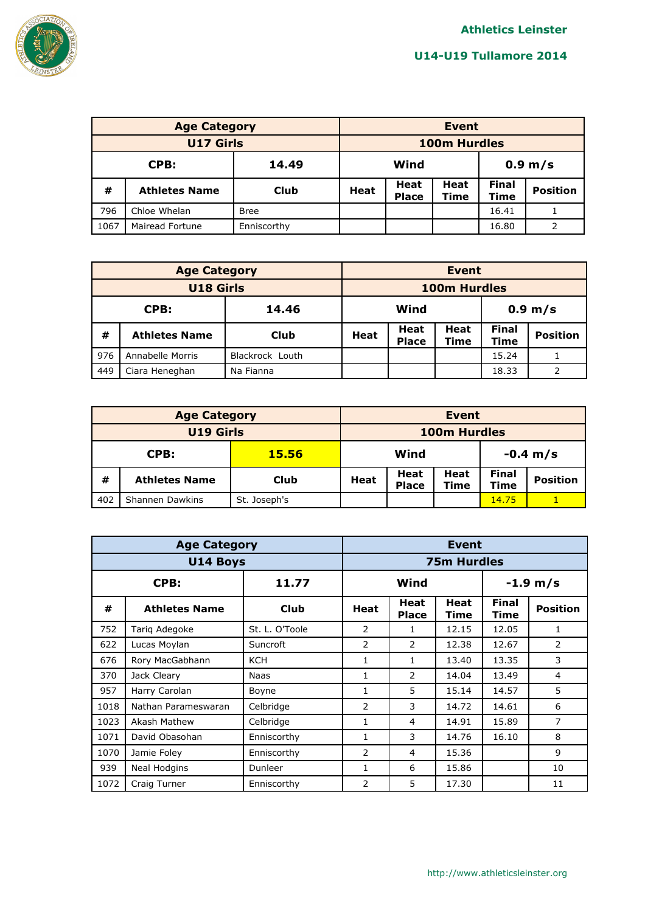| Age Category | | | Event | | | | |
|---|---|---|---|---|---|---|---|
| U17 Girls | | | 100m Hurdles | | | | |
| CPB: | | 14.49 | Wind | | | 0.9 m/s | |
| # | Athletes Name | Club | Heat | Heat Place | Heat Time | Final Time | Position |
| 796 | Chloe Whelan | Bree | | | | 16.41 | 1 |
| 1067 | Mairead Fortune | Enniscorthy | | | | 16.80 | 2 |

| Age Category | | | Event | | | | |
|---|---|---|---|---|---|---|---|
| U18 Girls | | | 100m Hurdles | | | | |
| CPB: | | 14.46 | Wind | | | 0.9 m/s | |
| # | Athletes Name | Club | Heat | Heat Place | Heat Time | Final Time | Position |
| 976 | Annabelle Morris | Blackrock Louth | | | | 15.24 | 1 |
| 449 | Ciara Heneghan | Na Fianna | | | | 18.33 | 2 |

| Age Category | | | Event | | | | |
|---|---|---|---|---|---|---|---|
| U19 Girls | | | 100m Hurdles | | | | |
| CPB: | | 15.56 | Wind | | | -0.4 m/s | |
| # | Athletes Name | Club | Heat | Heat Place | Heat Time | Final Time | Position |
| 402 | Shannen Dawkins | St. Joseph's | | | | 14.75 | 1 |

| Age Category | | | Event | | | | |
|---|---|---|---|---|---|---|---|
| U14 Boys | | | 75m Hurdles | | | | |
| CPB: | | 11.77 | Wind | | | -1.9 m/s | |
| # | Athletes Name | Club | Heat | Heat Place | Heat Time | Final Time | Position |
| 752 | Tariq Adegoke | St. L. O'Toole | 2 | 1 | 12.15 | 12.05 | 1 |
| 622 | Lucas Moylan | Suncroft | 2 | 2 | 12.38 | 12.67 | 2 |
| 676 | Rory MacGabhann | KCH | 1 | 1 | 13.40 | 13.35 | 3 |
| 370 | Jack Cleary | Naas | 1 | 2 | 14.04 | 13.49 | 4 |
| 957 | Harry Carolan | Boyne | 1 | 5 | 15.14 | 14.57 | 5 |
| 1018 | Nathan Parameswaran | Celbridge | 2 | 3 | 14.72 | 14.61 | 6 |
| 1023 | Akash Mathew | Celbridge | 1 | 4 | 14.91 | 15.89 | 7 |
| 1071 | David Obasohan | Enniscorthy | 1 | 3 | 14.76 | 16.10 | 8 |
| 1070 | Jamie Foley | Enniscorthy | 2 | 4 | 15.36 | | 9 |
| 939 | Neal Hodgins | Dunleer | 1 | 6 | 15.86 | | 10 |
| 1072 | Craig Turner | Enniscorthy | 2 | 5 | 17.30 | | 11 |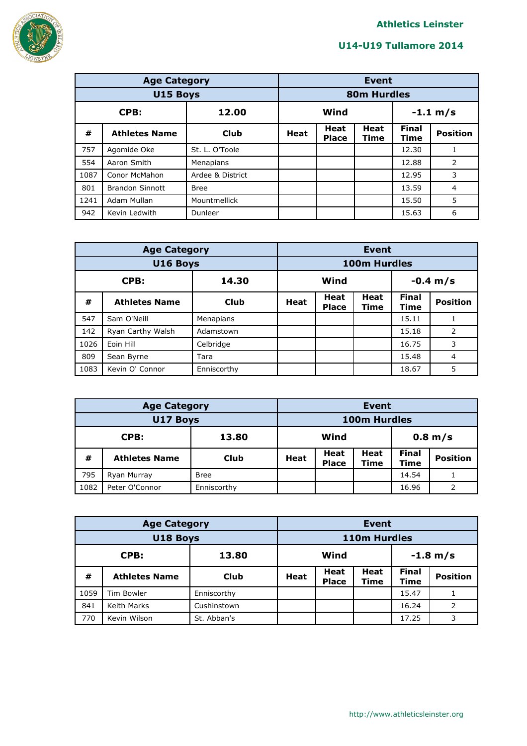**Athletics Leinster**

**U14-U19 Tullamore 2014**

| Age Category | | | Event | | | | |
|---|---|---|---|---|---|---|---|
| U15 Boys | | | 80m Hurdles | | | | |
| CPB: | | 12.00 | Wind | | | -1.1 m/s | |
| # | Athletes Name | Club | Heat | Heat Place | Heat Time | Final Time | Position |
| 757 | Agomide Oke | St. L. O'Toole | | | | 12.30 | 1 |
| 554 | Aaron Smith | Menapians | | | | 12.88 | 2 |
| 1087 | Conor McMahon | Ardee & District | | | | 12.95 | 3 |
| 801 | Brandon Sinnott | Bree | | | | 13.59 | 4 |
| 1241 | Adam Mullan | Mountmellick | | | | 15.50 | 5 |
| 942 | Kevin Ledwith | Dunleer | | | | 15.63 | 6 |

| Age Category | | | Event | | | | |
|---|---|---|---|---|---|---|---|
| U16 Boys | | | 100m Hurdles | | | | |
| CPB: | | 14.30 | Wind | | | -0.4 m/s | |
| # | Athletes Name | Club | Heat | Heat Place | Heat Time | Final Time | Position |
| 547 | Sam O'Neill | Menapians | | | | 15.11 | 1 |
| 142 | Ryan Carthy Walsh | Adamstown | | | | 15.18 | 2 |
| 1026 | Eoin Hill | Celbridge | | | | 16.75 | 3 |
| 809 | Sean Byrne | Tara | | | | 15.48 | 4 |
| 1083 | Kevin O' Connor | Enniscorthy | | | | 18.67 | 5 |

| Age Category | | | Event | | | | |
|---|---|---|---|---|---|---|---|
| U17 Boys | | | 100m Hurdles | | | | |
| CPB: | | 13.80 | Wind | | | 0.8 m/s | |
| # | Athletes Name | Club | Heat | Heat Place | Heat Time | Final Time | Position |
| 795 | Ryan Murray | Bree | | | | 14.54 | 1 |
| 1082 | Peter O'Connor | Enniscorthy | | | | 16.96 | 2 |

| Age Category | | | Event | | | | |
|---|---|---|---|---|---|---|---|
| U18 Boys | | | 110m Hurdles | | | | |
| CPB: | | 13.80 | Wind | | | -1.8 m/s | |
| # | Athletes Name | Club | Heat | Heat Place | Heat Time | Final Time | Position |
| 1059 | Tim Bowler | Enniscorthy | | | | 15.47 | 1 |
| 841 | Keith Marks | Cushinstown | | | | 16.24 | 2 |
| 770 | Kevin Wilson | St. Abban's | | | | 17.25 | 3 |

http://www.athleticsleinster.org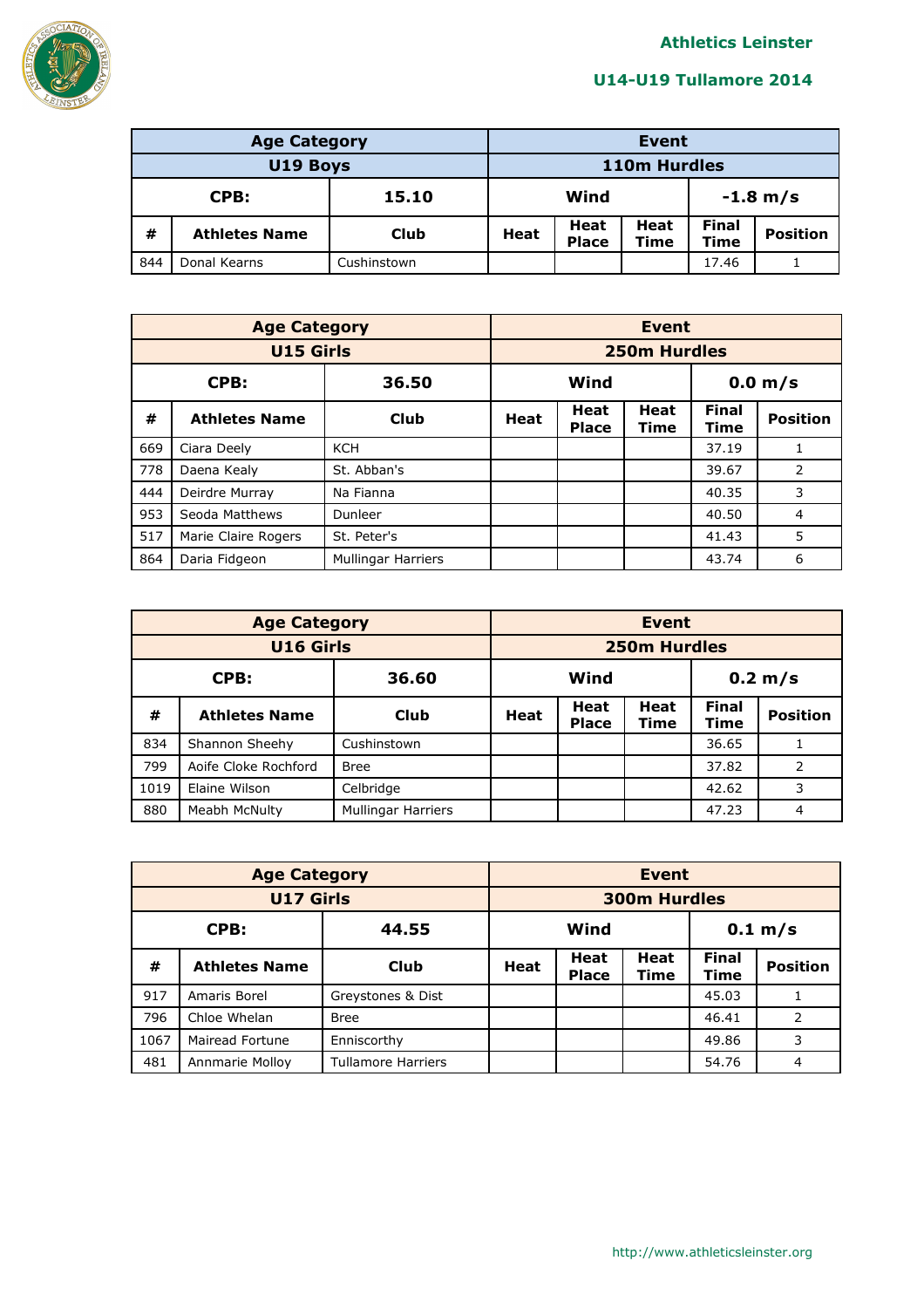| Age Category | | | Event | | | | |
|---|---|---|---|---|---|---|---|
| U19 Boys | | | 110m Hurdles | | | | |
| CPB: | | 15.10 | Wind | | | -1.8 m/s | |
| # | Athletes Name | Club | Heat | Heat Place | Heat Time | Final Time | Position |
| 844 | Donal Kearns | Cushinstown | | | | 17.46 | 1 |

| Age Category | | | Event | | | | |
|---|---|---|---|---|---|---|---|
| U15 Girls | | | 250m Hurdles | | | | |
| CPB: | | 36.50 | Wind | | | 0.0 m/s | |
| # | Athletes Name | Club | Heat | Heat Place | Heat Time | Final Time | Position |
| 669 | Ciara Deely | KCH | | | | 37.19 | 1 |
| 778 | Daena Kealy | St. Abban's | | | | 39.67 | 2 |
| 444 | Deirdre Murray | Na Fianna | | | | 40.35 | 3 |
| 953 | Seoda Matthews | Dunleer | | | | 40.50 | 4 |
| 517 | Marie Claire Rogers | St. Peter's | | | | 41.43 | 5 |
| 864 | Daria Fidgeon | Mullingar Harriers | | | | 43.74 | 6 |

| Age Category | | | Event | | | | |
|---|---|---|---|---|---|---|---|
| U16 Girls | | | 250m Hurdles | | | | |
| CPB: | | 36.60 | Wind | | | 0.2 m/s | |
| # | Athletes Name | Club | Heat | Heat Place | Heat Time | Final Time | Position |
| 834 | Shannon Sheehy | Cushinstown | | | | 36.65 | 1 |
| 799 | Aoife Cloke Rochford | Bree | | | | 37.82 | 2 |
| 1019 | Elaine Wilson | Celbridge | | | | 42.62 | 3 |
| 880 | Meabh McNulty | Mullingar Harriers | | | | 47.23 | 4 |

| Age Category | | | Event | | | | |
|---|---|---|---|---|---|---|---|
| U17 Girls | | | 300m Hurdles | | | | |
| CPB: | | 44.55 | Wind | | | 0.1 m/s | |
| # | Athletes Name | Club | Heat | Heat Place | Heat Time | Final Time | Position |
| 917 | Amaris Borel | Greystones & Dist | | | | 45.03 | 1 |
| 796 | Chloe Whelan | Bree | | | | 46.41 | 2 |
| 1067 | Mairead Fortune | Enniscorthy | | | | 49.86 | 3 |
| 481 | Annmarie Molloy | Tullamore Harriers | | | | 54.76 | 4 |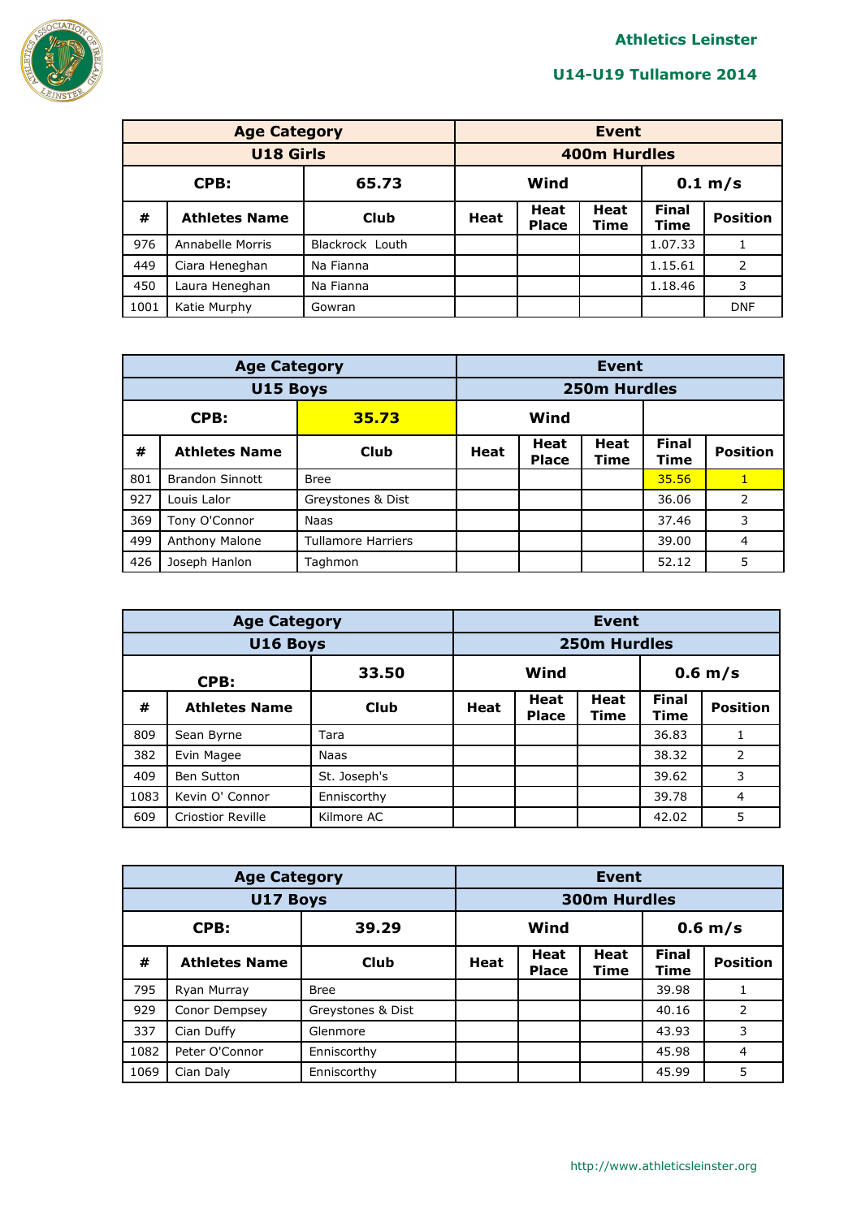**Athletics Leinster**

**U14-U19 Tullamore 2014**

| Age Category | | | Event | | | | |
|---|---|---|---|---|---|---|---|
| U18 Girls | | | 400m Hurdles | | | | |
| CPB: | | 65.73 | Wind | | | 0.1 m/s | |
| # | Athletes Name | Club | Heat | Heat Place | Heat Time | Final Time | Position |
| 976 | Annabelle Morris | Blackrock Louth | | | | 1.07.33 | 1 |
| 449 | Ciara Heneghan | Na Fianna | | | | 1.15.61 | 2 |
| 450 | Laura Heneghan | Na Fianna | | | | 1.18.46 | 3 |
| 1001 | Katie Murphy | Gowran | | | | | DNF |

| Age Category | | | Event | | | | |
|---|---|---|---|---|---|---|---|
| U15 Boys | | | 250m Hurdles | | | | |
| CPB: | | 35.73 | Wind | | | | |
| # | Athletes Name | Club | Heat | Heat Place | Heat Time | Final Time | Position |
| 801 | Brandon Sinnott | Bree | | | | 35.56 | 1 |
| 927 | Louis Lalor | Greystones & Dist | | | | 36.06 | 2 |
| 369 | Tony O'Connor | Naas | | | | 37.46 | 3 |
| 499 | Anthony Malone | Tullamore Harriers | | | | 39.00 | 4 |
| 426 | Joseph Hanlon | Taghmon | | | | 52.12 | 5 |

| Age Category | | | Event | | | | |
|---|---|---|---|---|---|---|---|
| U16 Boys | | | 250m Hurdles | | | | |
| CPB: | | 33.50 | Wind | | | 0.6 m/s | |
| # | Athletes Name | Club | Heat | Heat Place | Heat Time | Final Time | Position |
| 809 | Sean Byrne | Tara | | | | 36.83 | 1 |
| 382 | Evin Magee | Naas | | | | 38.32 | 2 |
| 409 | Ben Sutton | St. Joseph's | | | | 39.62 | 3 |
| 1083 | Kevin O' Connor | Enniscorthy | | | | 39.78 | 4 |
| 609 | Criostior Reville | Kilmore AC | | | | 42.02 | 5 |

| Age Category | | | Event | | | | |
|---|---|---|---|---|---|---|---|
| U17 Boys | | | 300m Hurdles | | | | |
| CPB: | | 39.29 | Wind | | | 0.6 m/s | |
| # | Athletes Name | Club | Heat | Heat Place | Heat Time | Final Time | Position |
| 795 | Ryan Murray | Bree | | | | 39.98 | 1 |
| 929 | Conor Dempsey | Greystones & Dist | | | | 40.16 | 2 |
| 337 | Cian Duffy | Glenmore | | | | 43.93 | 3 |
| 1082 | Peter O'Connor | Enniscorthy | | | | 45.98 | 4 |
| 1069 | Cian Daly | Enniscorthy | | | | 45.99 | 5 |

http://www.athleticsleinster.org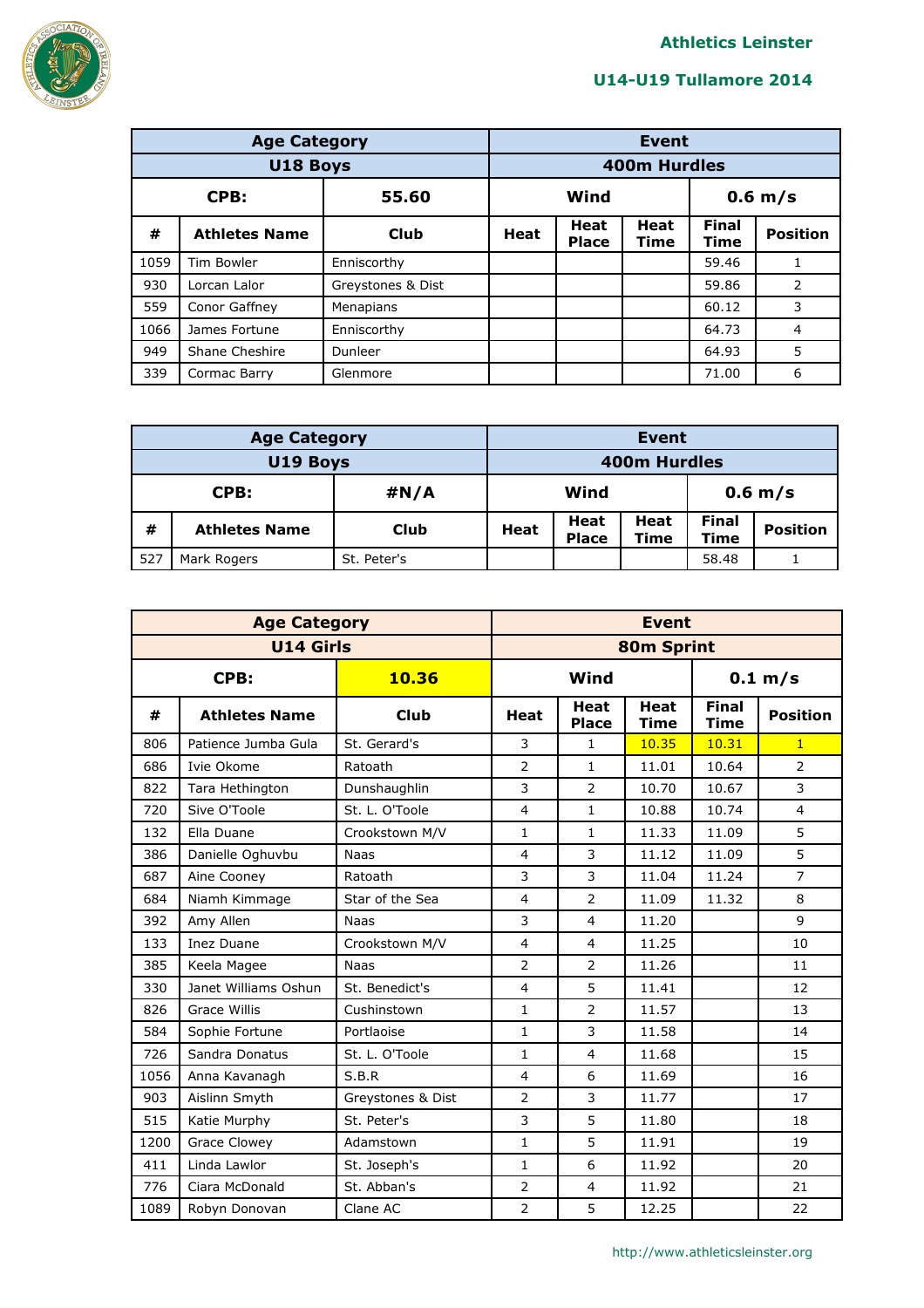| Age Category | | | Event | | | | |
|---|---|---|---|---|---|---|---|
| U18 Boys | | | 400m Hurdles | | | | |
| CPB: | | 55.60 | Wind | | | 0.6 m/s | |
| # | Athletes Name | Club | Heat | Heat Place | Heat Time | Final Time | Position |
| 1059 | Tim Bowler | Enniscorthy | | | | 59.46 | 1 |
| 930 | Lorcan Lalor | Greystones & Dist | | | | 59.86 | 2 |
| 559 | Conor Gaffney | Menapians | | | | 60.12 | 3 |
| 1066 | James Fortune | Enniscorthy | | | | 64.73 | 4 |
| 949 | Shane Cheshire | Dunleer | | | | 64.93 | 5 |
| 339 | Cormac Barry | Glenmore | | | | 71.00 | 6 |

| Age Category | | | Event | | | | |
|---|---|---|---|---|---|---|---|
| U19 Boys | | | 400m Hurdles | | | | |
| CPB: | | #N/A | Wind | | | 0.6 m/s | |
| # | Athletes Name | Club | Heat | Heat Place | Heat Time | Final Time | Position |
| 527 | Mark Rogers | St. Peter's | | | | 58.48 | 1 |

| Age Category | | | Event | | | | |
|---|---|---|---|---|---|---|---|
| U14 Girls | | | 80m Sprint | | | | |
| CPB: | | 10.36 | Wind | | | 0.1 m/s | |
| # | Athletes Name | Club | Heat | Heat Place | Heat Time | Final Time | Position |
| 806 | Patience Jumba Gula | St. Gerard's | 3 | 1 | 10.35 | 10.31 | 1 |
| 686 | Ivie Okome | Ratoath | 2 | 1 | 11.01 | 10.64 | 2 |
| 822 | Tara Hethington | Dunshaughlin | 3 | 2 | 10.70 | 10.67 | 3 |
| 720 | Sive O'Toole | St. L. O'Toole | 4 | 1 | 10.88 | 10.74 | 4 |
| 132 | Ella Duane | Crookstown M/V | 1 | 1 | 11.33 | 11.09 | 5 |
| 386 | Danielle Oghuvbu | Naas | 4 | 3 | 11.12 | 11.09 | 5 |
| 687 | Aine Cooney | Ratoath | 3 | 3 | 11.04 | 11.24 | 7 |
| 684 | Niamh Kimmage | Star of the Sea | 4 | 2 | 11.09 | 11.32 | 8 |
| 392 | Amy Allen | Naas | 3 | 4 | 11.20 | | 9 |
| 133 | Inez Duane | Crookstown M/V | 4 | 4 | 11.25 | | 10 |
| 385 | Keela Magee | Naas | 2 | 2 | 11.26 | | 11 |
| 330 | Janet Williams Oshun | St. Benedict's | 4 | 5 | 11.41 | | 12 |
| 826 | Grace Willis | Cushinstown | 1 | 2 | 11.57 | | 13 |
| 584 | Sophie Fortune | Portlaoise | 1 | 3 | 11.58 | | 14 |
| 726 | Sandra Donatus | St. L. O'Toole | 1 | 4 | 11.68 | | 15 |
| 1056 | Anna Kavanagh | S.B.R | 4 | 6 | 11.69 | | 16 |
| 903 | Aislinn Smyth | Greystones & Dist | 2 | 3 | 11.77 | | 17 |
| 515 | Katie Murphy | St. Peter's | 3 | 5 | 11.80 | | 18 |
| 1200 | Grace Clowey | Adamstown | 1 | 5 | 11.91 | | 19 |
| 411 | Linda Lawlor | St. Joseph's | 1 | 6 | 11.92 | | 20 |
| 776 | Ciara McDonald | St. Abban's | 2 | 4 | 11.92 | | 21 |
| 1089 | Robyn Donovan | Clane AC | 2 | 5 | 12.25 | | 22 |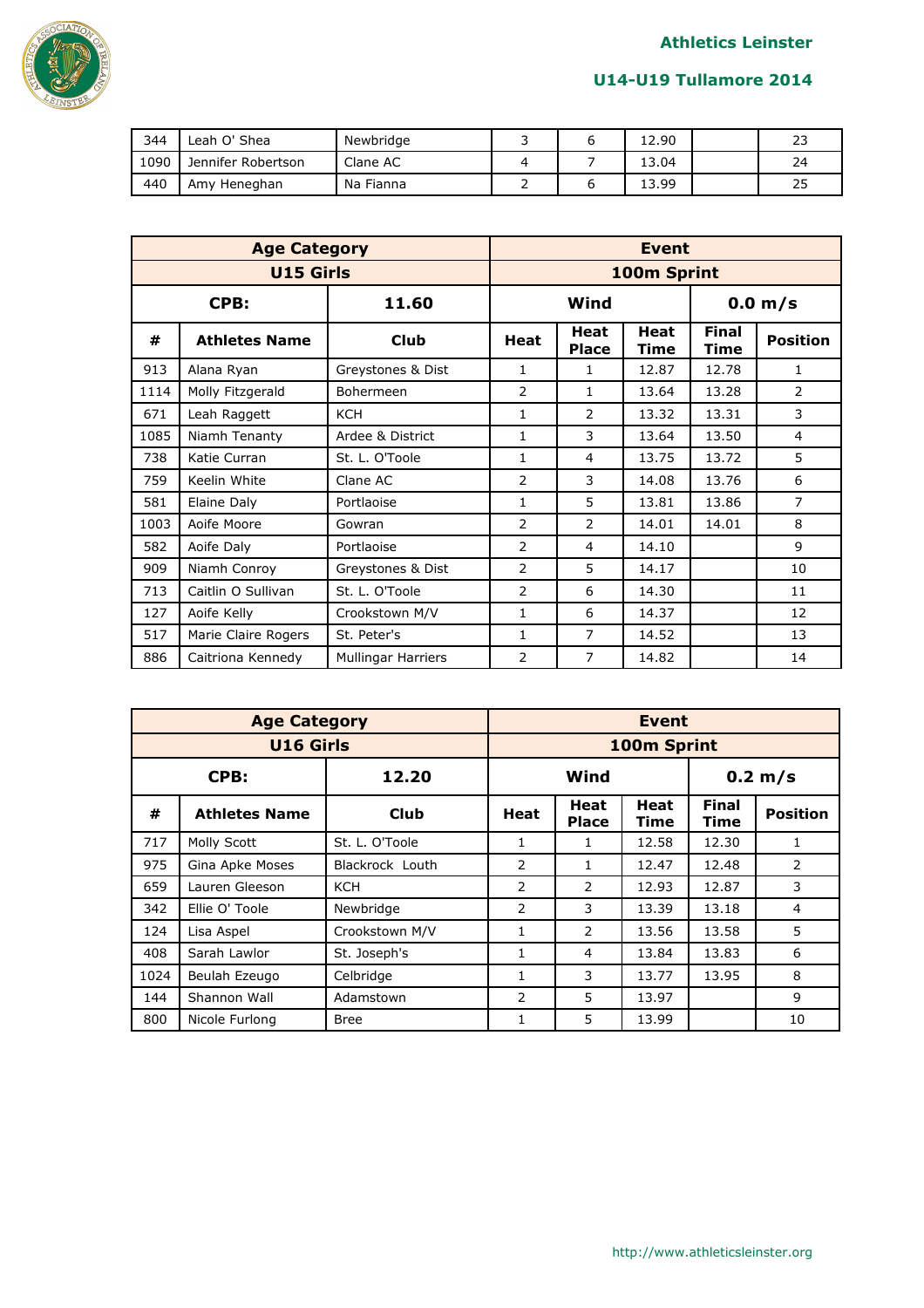| 344 | Leah O' Shea | Newbridge | 3 | 6 | 12.90 | | 23 |
|---|---|---|---|---|---|---|---|
| 1090 | Jennifer Robertson | Clane AC | 4 | 7 | 13.04 | | 24 |
| 440 | Amy Heneghan | Na Fianna | 2 | 6 | 13.99 | | 25 |

| **Age Category** | | | **Event** | | | | |
|---|---|---|---|---|---|---|---|
| **U15 Girls** | | | **100m Sprint** | | | | |
| **CPB:** | | **11.60** | **Wind** | | | **0.0 m/s** | |
| **#** | **Athletes Name** | **Club** | **Heat** | **Heat Place** | **Heat Time** | **Final Time** | **Position** |
| 913 | Alana Ryan | Greystones & Dist | 1 | 1 | 12.87 | 12.78 | 1 |
| 1114 | Molly Fitzgerald | Bohermeen | 2 | 1 | 13.64 | 13.28 | 2 |
| 671 | Leah Raggett | KCH | 1 | 2 | 13.32 | 13.31 | 3 |
| 1085 | Niamh Tenanty | Ardee & District | 1 | 3 | 13.64 | 13.50 | 4 |
| 738 | Katie Curran | St. L. O'Toole | 1 | 4 | 13.75 | 13.72 | 5 |
| 759 | Keelin White | Clane AC | 2 | 3 | 14.08 | 13.76 | 6 |
| 581 | Elaine Daly | Portlaoise | 1 | 5 | 13.81 | 13.86 | 7 |
| 1003 | Aoife Moore | Gowran | 2 | 2 | 14.01 | 14.01 | 8 |
| 582 | Aoife Daly | Portlaoise | 2 | 4 | 14.10 | | 9 |
| 909 | Niamh Conroy | Greystones & Dist | 2 | 5 | 14.17 | | 10 |
| 713 | Caitlin O Sullivan | St. L. O'Toole | 2 | 6 | 14.30 | | 11 |
| 127 | Aoife Kelly | Crookstown M/V | 1 | 6 | 14.37 | | 12 |
| 517 | Marie Claire Rogers | St. Peter's | 1 | 7 | 14.52 | | 13 |
| 886 | Caitriona Kennedy | Mullingar Harriers | 2 | 7 | 14.82 | | 14 |

| **Age Category** | | | **Event** | | | | |
|---|---|---|---|---|---|---|---|
| **U16 Girls** | | | **100m Sprint** | | | | |
| **CPB:** | | **12.20** | **Wind** | | | **0.2 m/s** | |
| **#** | **Athletes Name** | **Club** | **Heat** | **Heat Place** | **Heat Time** | **Final Time** | **Position** |
| 717 | Molly Scott | St. L. O'Toole | 1 | 1 | 12.58 | 12.30 | 1 |
| 975 | Gina Apke Moses | Blackrock Louth | 2 | 1 | 12.47 | 12.48 | 2 |
| 659 | Lauren Gleeson | KCH | 2 | 2 | 12.93 | 12.87 | 3 |
| 342 | Ellie O' Toole | Newbridge | 2 | 3 | 13.39 | 13.18 | 4 |
| 124 | Lisa Aspel | Crookstown M/V | 1 | 2 | 13.56 | 13.58 | 5 |
| 408 | Sarah Lawlor | St. Joseph's | 1 | 4 | 13.84 | 13.83 | 6 |
| 1024 | Beulah Ezeugo | Celbridge | 1 | 3 | 13.77 | 13.95 | 8 |
| 144 | Shannon Wall | Adamstown | 2 | 5 | 13.97 | | 9 |
| 800 | Nicole Furlong | Bree | 1 | 5 | 13.99 | | 10 |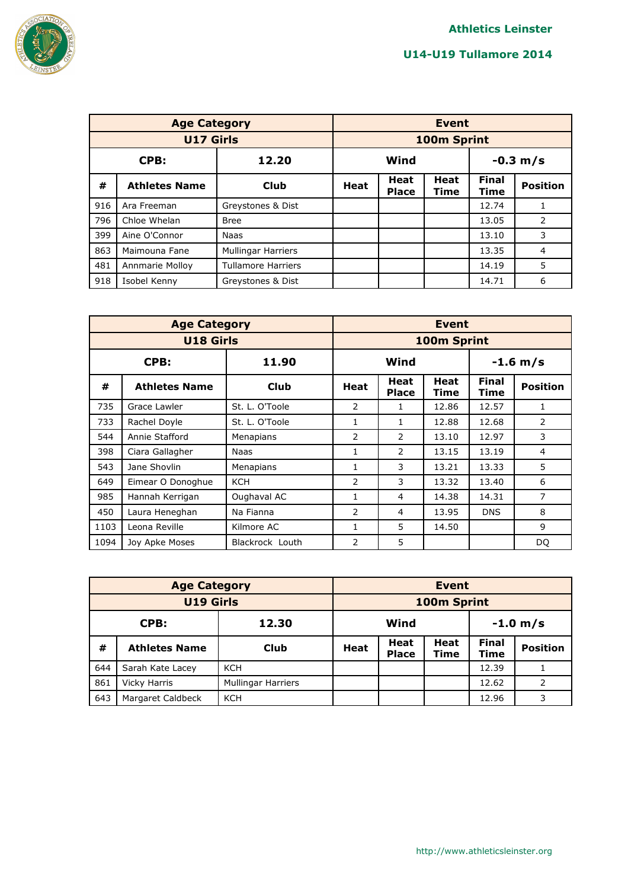# Athletics Leinster

## U14-U19 Tullamore 2014

| Age Category | | | Event | | | | |
|---|---|---|---|---|---|---|---|
| U17 Girls | | | 100m Sprint | | | | |
| CPB: | | 12.20 | Wind | | | -0.3 m/s | |
| # | Athletes Name | Club | Heat | Heat Place | Heat Time | Final Time | Position |
| 916 | Ara Freeman | Greystones & Dist | | | | 12.74 | 1 |
| 796 | Chloe Whelan | Bree | | | | 13.05 | 2 |
| 399 | Aine O'Connor | Naas | | | | 13.10 | 3 |
| 863 | Maimouna Fane | Mullingar Harriers | | | | 13.35 | 4 |
| 481 | Annmarie Molloy | Tullamore Harriers | | | | 14.19 | 5 |
| 918 | Isobel Kenny | Greystones & Dist | | | | 14.71 | 6 |

| Age Category | | | Event | | | | |
|---|---|---|---|---|---|---|---|
| U18 Girls | | | 100m Sprint | | | | |
| CPB: | | 11.90 | Wind | | | -1.6 m/s | |
| # | Athletes Name | Club | Heat | Heat Place | Heat Time | Final Time | Position |
| 735 | Grace Lawler | St. L. O'Toole | 2 | 1 | 12.86 | 12.57 | 1 |
| 733 | Rachel Doyle | St. L. O'Toole | 1 | 1 | 12.88 | 12.68 | 2 |
| 544 | Annie Stafford | Menapians | 2 | 2 | 13.10 | 12.97 | 3 |
| 398 | Ciara Gallagher | Naas | 1 | 2 | 13.15 | 13.19 | 4 |
| 543 | Jane Shovlin | Menapians | 1 | 3 | 13.21 | 13.33 | 5 |
| 649 | Eimear O Donoghue | KCH | 2 | 3 | 13.32 | 13.40 | 6 |
| 985 | Hannah Kerrigan | Oughaval AC | 1 | 4 | 14.38 | 14.31 | 7 |
| 450 | Laura Heneghan | Na Fianna | 2 | 4 | 13.95 | DNS | 8 |
| 1103 | Leona Reville | Kilmore AC | 1 | 5 | 14.50 | | 9 |
| 1094 | Joy Apke Moses | Blackrock Louth | 2 | 5 | | | DQ |

| Age Category | | | Event | | | | |
|---|---|---|---|---|---|---|---|
| U19 Girls | | | 100m Sprint | | | | |
| CPB: | | 12.30 | Wind | | | -1.0 m/s | |
| # | Athletes Name | Club | Heat | Heat Place | Heat Time | Final Time | Position |
| 644 | Sarah Kate Lacey | KCH | | | | 12.39 | 1 |
| 861 | Vicky Harris | Mullingar Harriers | | | | 12.62 | 2 |
| 643 | Margaret Caldbeck | KCH | | | | 12.96 | 3 |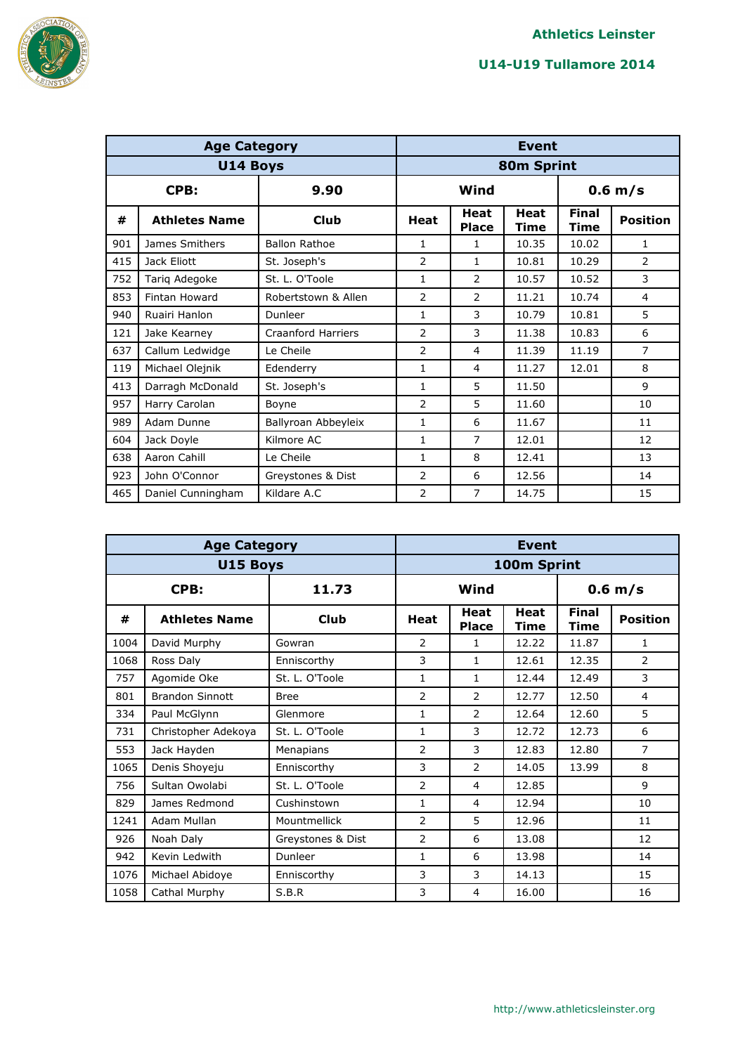Athletics Leinster

U14-U19 Tullamore 2014

| Age Category | | | Event | | | | |
|---|---|---|---|---|---|---|---|
| U14 Boys | | | 80m Sprint | | | | |
| CPB: | | 9.90 | Wind | | | 0.6 m/s | |
| # | Athletes Name | Club | Heat | Heat Place | Heat Time | Final Time | Position |
| 901 | James Smithers | Ballon Rathoe | 1 | 1 | 10.35 | 10.02 | 1 |
| 415 | Jack Eliott | St. Joseph's | 2 | 1 | 10.81 | 10.29 | 2 |
| 752 | Tariq Adegoke | St. L. O'Toole | 1 | 2 | 10.57 | 10.52 | 3 |
| 853 | Fintan Howard | Robertstown & Allen | 2 | 2 | 11.21 | 10.74 | 4 |
| 940 | Ruairi Hanlon | Dunleer | 1 | 3 | 10.79 | 10.81 | 5 |
| 121 | Jake Kearney | Craanford Harriers | 2 | 3 | 11.38 | 10.83 | 6 |
| 637 | Callum Ledwidge | Le Cheile | 2 | 4 | 11.39 | 11.19 | 7 |
| 119 | Michael Olejnik | Edenderry | 1 | 4 | 11.27 | 12.01 | 8 |
| 413 | Darragh McDonald | St. Joseph's | 1 | 5 | 11.50 | | 9 |
| 957 | Harry Carolan | Boyne | 2 | 5 | 11.60 | | 10 |
| 989 | Adam Dunne | Ballyroan Abbeyleix | 1 | 6 | 11.67 | | 11 |
| 604 | Jack Doyle | Kilmore AC | 1 | 7 | 12.01 | | 12 |
| 638 | Aaron Cahill | Le Cheile | 1 | 8 | 12.41 | | 13 |
| 923 | John O'Connor | Greystones & Dist | 2 | 6 | 12.56 | | 14 |
| 465 | Daniel Cunningham | Kildare A.C | 2 | 7 | 14.75 | | 15 |

| Age Category | | | Event | | | | |
|---|---|---|---|---|---|---|---|
| U15 Boys | | | 100m Sprint | | | | |
| CPB: | | 11.73 | Wind | | | 0.6 m/s | |
| # | Athletes Name | Club | Heat | Heat Place | Heat Time | Final Time | Position |
| 1004 | David Murphy | Gowran | 2 | 1 | 12.22 | 11.87 | 1 |
| 1068 | Ross Daly | Enniscorthy | 3 | 1 | 12.61 | 12.35 | 2 |
| 757 | Agomide Oke | St. L. O'Toole | 1 | 1 | 12.44 | 12.49 | 3 |
| 801 | Brandon Sinnott | Bree | 2 | 2 | 12.77 | 12.50 | 4 |
| 334 | Paul McGlynn | Glenmore | 1 | 2 | 12.64 | 12.60 | 5 |
| 731 | Christopher Adekoya | St. L. O'Toole | 1 | 3 | 12.72 | 12.73 | 6 |
| 553 | Jack Hayden | Menapians | 2 | 3 | 12.83 | 12.80 | 7 |
| 1065 | Denis Shoyeju | Enniscorthy | 3 | 2 | 14.05 | 13.99 | 8 |
| 756 | Sultan Owolabi | St. L. O'Toole | 2 | 4 | 12.85 | | 9 |
| 829 | James Redmond | Cushinstown | 1 | 4 | 12.94 | | 10 |
| 1241 | Adam Mullan | Mountmellick | 2 | 5 | 12.96 | | 11 |
| 926 | Noah Daly | Greystones & Dist | 2 | 6 | 13.08 | | 12 |
| 942 | Kevin Ledwith | Dunleer | 1 | 6 | 13.98 | | 14 |
| 1076 | Michael Abidoye | Enniscorthy | 3 | 3 | 14.13 | | 15 |
| 1058 | Cathal Murphy | S.B.R | 3 | 4 | 16.00 | | 16 |

http://www.athleticsleinster.org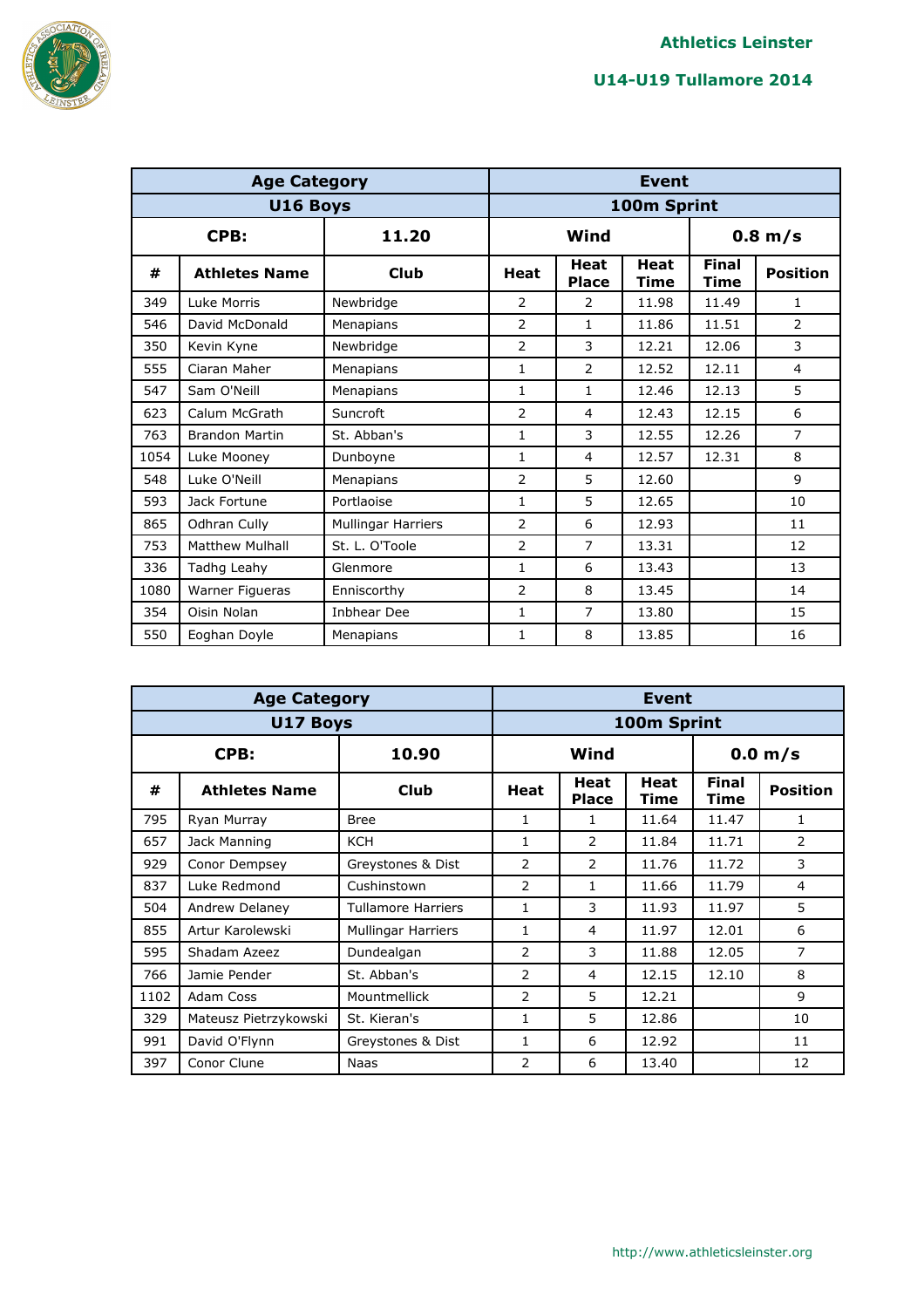| Age Category | | | Event | | | | |
|---|---|---|---|---|---|---|---|
| U16 Boys | | | 100m Sprint | | | | |
| CPB: | | 11.20 | Wind | | | 0.8 m/s | |
| # | Athletes Name | Club | Heat | Heat Place | Heat Time | Final Time | Position |
| 349 | Luke Morris | Newbridge | 2 | 2 | 11.98 | 11.49 | 1 |
| 546 | David McDonald | Menapians | 2 | 1 | 11.86 | 11.51 | 2 |
| 350 | Kevin Kyne | Newbridge | 2 | 3 | 12.21 | 12.06 | 3 |
| 555 | Ciaran Maher | Menapians | 1 | 2 | 12.52 | 12.11 | 4 |
| 547 | Sam O'Neill | Menapians | 1 | 1 | 12.46 | 12.13 | 5 |
| 623 | Calum McGrath | Suncroft | 2 | 4 | 12.43 | 12.15 | 6 |
| 763 | Brandon Martin | St. Abban's | 1 | 3 | 12.55 | 12.26 | 7 |
| 1054 | Luke Mooney | Dunboyne | 1 | 4 | 12.57 | 12.31 | 8 |
| 548 | Luke O'Neill | Menapians | 2 | 5 | 12.60 | | 9 |
| 593 | Jack Fortune | Portlaoise | 1 | 5 | 12.65 | | 10 |
| 865 | Odhran Cully | Mullingar Harriers | 2 | 6 | 12.93 | | 11 |
| 753 | Matthew Mulhall | St. L. O'Toole | 2 | 7 | 13.31 | | 12 |
| 336 | Tadhg Leahy | Glenmore | 1 | 6 | 13.43 | | 13 |
| 1080 | Warner Figueras | Enniscorthy | 2 | 8 | 13.45 | | 14 |
| 354 | Oisin Nolan | Inbhear Dee | 1 | 7 | 13.80 | | 15 |
| 550 | Eoghan Doyle | Menapians | 1 | 8 | 13.85 | | 16 |

| Age Category | | | Event | | | | |
|---|---|---|---|---|---|---|---|
| U17 Boys | | | 100m Sprint | | | | |
| CPB: | | 10.90 | Wind | | | 0.0 m/s | |
| # | Athletes Name | Club | Heat | Heat Place | Heat Time | Final Time | Position |
| 795 | Ryan Murray | Bree | 1 | 1 | 11.64 | 11.47 | 1 |
| 657 | Jack Manning | KCH | 1 | 2 | 11.84 | 11.71 | 2 |
| 929 | Conor Dempsey | Greystones & Dist | 2 | 2 | 11.76 | 11.72 | 3 |
| 837 | Luke Redmond | Cushinstown | 2 | 1 | 11.66 | 11.79 | 4 |
| 504 | Andrew Delaney | Tullamore Harriers | 1 | 3 | 11.93 | 11.97 | 5 |
| 855 | Artur Karolewski | Mullingar Harriers | 1 | 4 | 11.97 | 12.01 | 6 |
| 595 | Shadam Azeez | Dundealgan | 2 | 3 | 11.88 | 12.05 | 7 |
| 766 | Jamie Pender | St. Abban's | 2 | 4 | 12.15 | 12.10 | 8 |
| 1102 | Adam Coss | Mountmellick | 2 | 5 | 12.21 | | 9 |
| 329 | Mateusz Pietrzykowski | St. Kieran's | 1 | 5 | 12.86 | | 10 |
| 991 | David O'Flynn | Greystones & Dist | 1 | 6 | 12.92 | | 11 |
| 397 | Conor Clune | Naas | 2 | 6 | 13.40 | | 12 |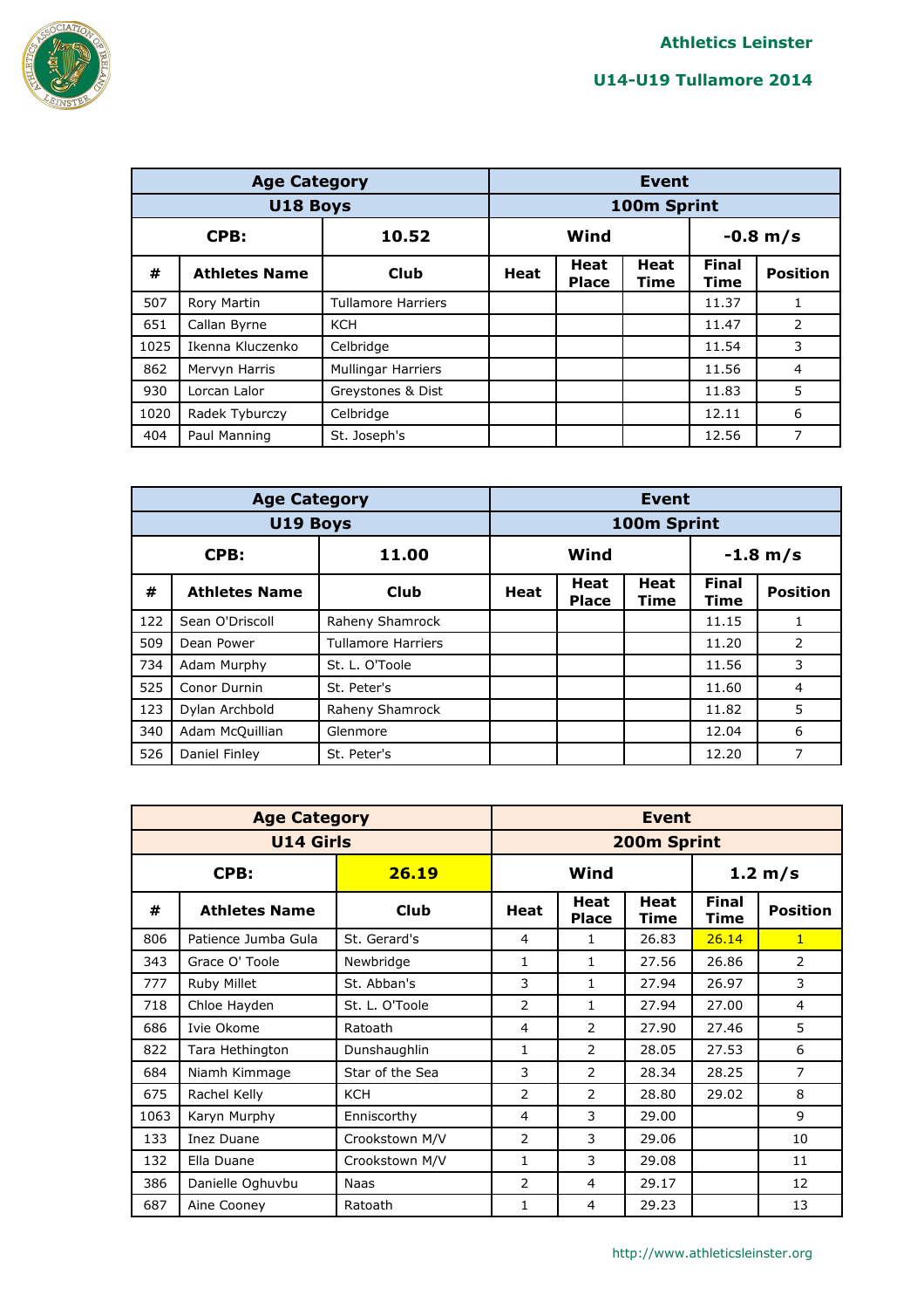| Age Category | | | Event | | | | |
|---|---|---|---|---|---|---|---|
| U18 Boys | | | 100m Sprint | | | | |
| CPB: | | 10.52 | Wind | | | -0.8 m/s | |
| # | Athletes Name | Club | Heat | Heat Place | Heat Time | Final Time | Position |
| 507 | Rory Martin | Tullamore Harriers | | | | 11.37 | 1 |
| 651 | Callan Byrne | KCH | | | | 11.47 | 2 |
| 1025 | Ikenna Kluczenko | Celbridge | | | | 11.54 | 3 |
| 862 | Mervyn Harris | Mullingar Harriers | | | | 11.56 | 4 |
| 930 | Lorcan Lalor | Greystones & Dist | | | | 11.83 | 5 |
| 1020 | Radek Tyburczy | Celbridge | | | | 12.11 | 6 |
| 404 | Paul Manning | St. Joseph's | | | | 12.56 | 7 |

| Age Category | | | Event | | | | |
|---|---|---|---|---|---|---|---|
| U19 Boys | | | 100m Sprint | | | | |
| CPB: | | 11.00 | Wind | | | -1.8 m/s | |
| # | Athletes Name | Club | Heat | Heat Place | Heat Time | Final Time | Position |
| 122 | Sean O'Driscoll | Raheny Shamrock | | | | 11.15 | 1 |
| 509 | Dean Power | Tullamore Harriers | | | | 11.20 | 2 |
| 734 | Adam Murphy | St. L. O'Toole | | | | 11.56 | 3 |
| 525 | Conor Durnin | St. Peter's | | | | 11.60 | 4 |
| 123 | Dylan Archbold | Raheny Shamrock | | | | 11.82 | 5 |
| 340 | Adam McQuillian | Glenmore | | | | 12.04 | 6 |
| 526 | Daniel Finley | St. Peter's | | | | 12.20 | 7 |

| Age Category | | | Event | | | | |
|---|---|---|---|---|---|---|---|
| U14 Girls | | | 200m Sprint | | | | |
| CPB: | | 26.19 | Wind | | | 1.2 m/s | |
| # | Athletes Name | Club | Heat | Heat Place | Heat Time | Final Time | Position |
| 806 | Patience Jumba Gula | St. Gerard's | 4 | 1 | 26.83 | 26.14 | 1 |
| 343 | Grace O' Toole | Newbridge | 1 | 1 | 27.56 | 26.86 | 2 |
| 777 | Ruby Millet | St. Abban's | 3 | 1 | 27.94 | 26.97 | 3 |
| 718 | Chloe Hayden | St. L. O'Toole | 2 | 1 | 27.94 | 27.00 | 4 |
| 686 | Ivie Okome | Ratoath | 4 | 2 | 27.90 | 27.46 | 5 |
| 822 | Tara Hethington | Dunshaughlin | 1 | 2 | 28.05 | 27.53 | 6 |
| 684 | Niamh Kimmage | Star of the Sea | 3 | 2 | 28.34 | 28.25 | 7 |
| 675 | Rachel Kelly | KCH | 2 | 2 | 28.80 | 29.02 | 8 |
| 1063 | Karyn Murphy | Enniscorthy | 4 | 3 | 29.00 | | 9 |
| 133 | Inez Duane | Crookstown M/V | 2 | 3 | 29.06 | | 10 |
| 132 | Ella Duane | Crookstown M/V | 1 | 3 | 29.08 | | 11 |
| 386 | Danielle Oghuvbu | Naas | 2 | 4 | 29.17 | | 12 |
| 687 | Aine Cooney | Ratoath | 1 | 4 | 29.23 | | 13 |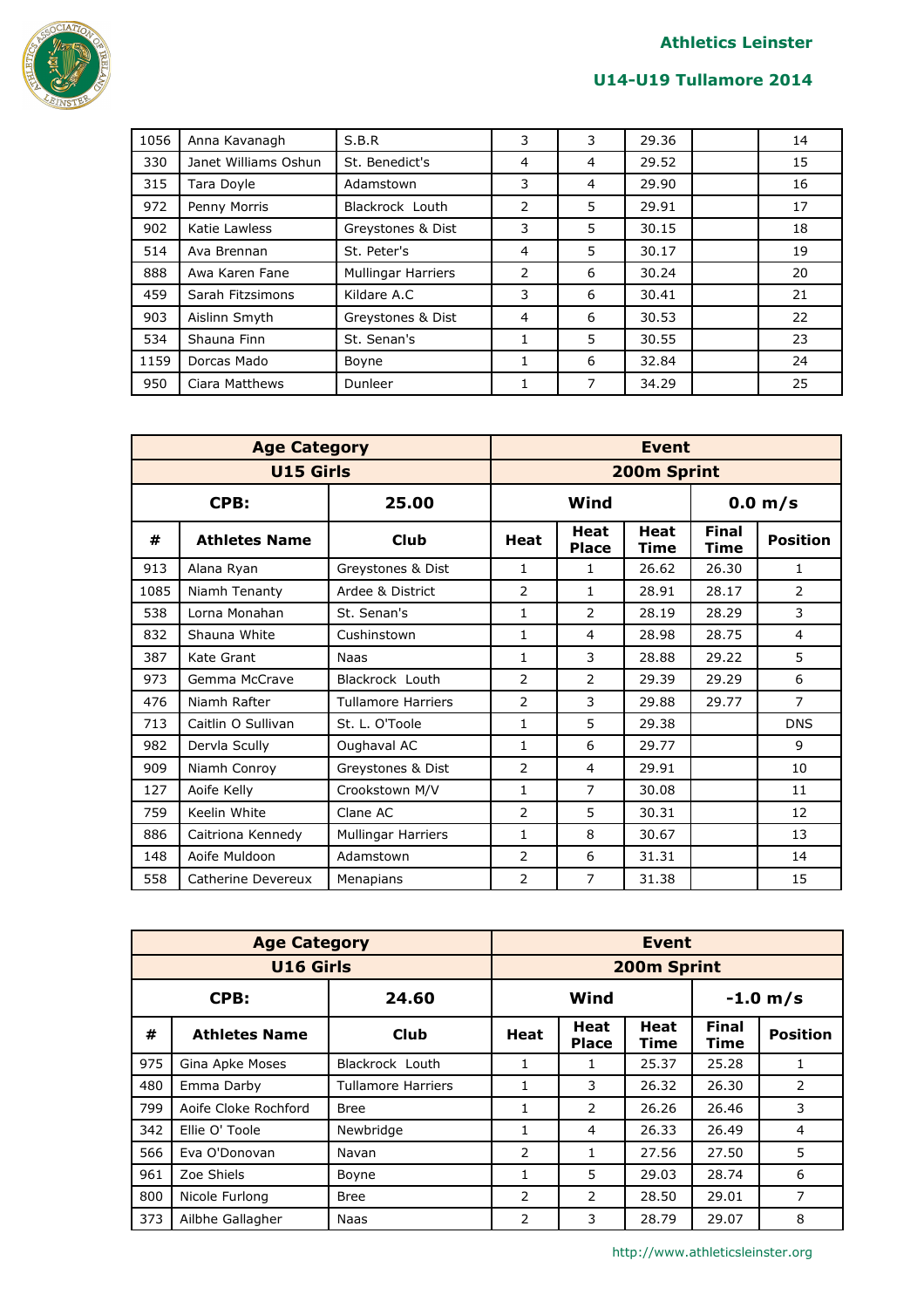| | | | | | | | |
|---|---|---|---|---|---|---|---|
| 1056 | Anna Kavanagh | S.B.R | 3 | 3 | 29.36 | | 14 |
| 330 | Janet Williams Oshun | St. Benedict's | 4 | 4 | 29.52 | | 15 |
| 315 | Tara Doyle | Adamstown | 3 | 4 | 29.90 | | 16 |
| 972 | Penny Morris | Blackrock Louth | 2 | 5 | 29.91 | | 17 |
| 902 | Katie Lawless | Greystones & Dist | 3 | 5 | 30.15 | | 18 |
| 514 | Ava Brennan | St. Peter's | 4 | 5 | 30.17 | | 19 |
| 888 | Awa Karen Fane | Mullingar Harriers | 2 | 6 | 30.24 | | 20 |
| 459 | Sarah Fitzsimons | Kildare A.C | 3 | 6 | 30.41 | | 21 |
| 903 | Aislinn Smyth | Greystones & Dist | 4 | 6 | 30.53 | | 22 |
| 534 | Shauna Finn | St. Senan's | 1 | 5 | 30.55 | | 23 |
| 1159 | Dorcas Mado | Boyne | 1 | 6 | 32.84 | | 24 |
| 950 | Ciara Matthews | Dunleer | 1 | 7 | 34.29 | | 25 |

| Age Category | | | Event | | | | |
|---|---|---|---|---|---|---|---|
| U15 Girls | | | 200m Sprint | | | | |
| CPB: | | 25.00 | Wind | | | 0.0 m/s | |
| # | Athletes Name | Club | Heat | Heat Place | Heat Time | Final Time | Position |
| 913 | Alana Ryan | Greystones & Dist | 1 | 1 | 26.62 | 26.30 | 1 |
| 1085 | Niamh Tenanty | Ardee & District | 2 | 1 | 28.91 | 28.17 | 2 |
| 538 | Lorna Monahan | St. Senan's | 1 | 2 | 28.19 | 28.29 | 3 |
| 832 | Shauna White | Cushinstown | 1 | 4 | 28.98 | 28.75 | 4 |
| 387 | Kate Grant | Naas | 1 | 3 | 28.88 | 29.22 | 5 |
| 973 | Gemma McCrave | Blackrock Louth | 2 | 2 | 29.39 | 29.29 | 6 |
| 476 | Niamh Rafter | Tullamore Harriers | 2 | 3 | 29.88 | 29.77 | 7 |
| 713 | Caitlin O Sullivan | St. L. O'Toole | 1 | 5 | 29.38 | | DNS |
| 982 | Dervla Scully | Oughaval AC | 1 | 6 | 29.77 | | 9 |
| 909 | Niamh Conroy | Greystones & Dist | 2 | 4 | 29.91 | | 10 |
| 127 | Aoife Kelly | Crookstown M/V | 1 | 7 | 30.08 | | 11 |
| 759 | Keelin White | Clane AC | 2 | 5 | 30.31 | | 12 |
| 886 | Caitriona Kennedy | Mullingar Harriers | 1 | 8 | 30.67 | | 13 |
| 148 | Aoife Muldoon | Adamstown | 2 | 6 | 31.31 | | 14 |
| 558 | Catherine Devereux | Menapians | 2 | 7 | 31.38 | | 15 |

| Age Category | | | Event | | | | |
|---|---|---|---|---|---|---|---|
| U16 Girls | | | 200m Sprint | | | | |
| CPB: | | 24.60 | Wind | | | -1.0 m/s | |
| # | Athletes Name | Club | Heat | Heat Place | Heat Time | Final Time | Position |
| 975 | Gina Apke Moses | Blackrock Louth | 1 | 1 | 25.37 | 25.28 | 1 |
| 480 | Emma Darby | Tullamore Harriers | 1 | 3 | 26.32 | 26.30 | 2 |
| 799 | Aoife Cloke Rochford | Bree | 1 | 2 | 26.26 | 26.46 | 3 |
| 342 | Ellie O' Toole | Newbridge | 1 | 4 | 26.33 | 26.49 | 4 |
| 566 | Eva O'Donovan | Navan | 2 | 1 | 27.56 | 27.50 | 5 |
| 961 | Zoe Shiels | Boyne | 1 | 5 | 29.03 | 28.74 | 6 |
| 800 | Nicole Furlong | Bree | 2 | 2 | 28.50 | 29.01 | 7 |
| 373 | Ailbhe Gallagher | Naas | 2 | 3 | 28.79 | 29.07 | 8 |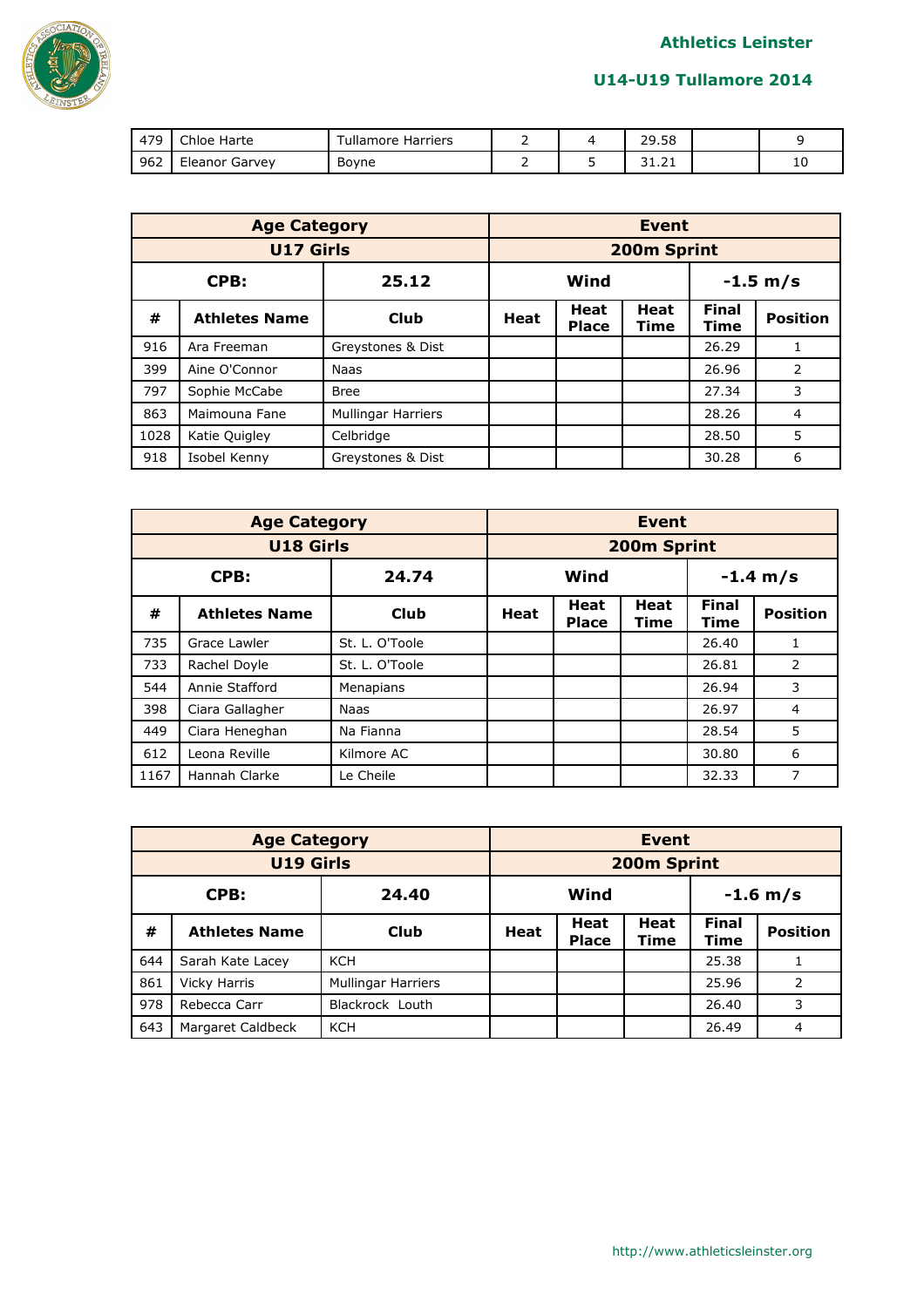| 479 | Chloe Harte | Tullamore Harriers | 2 | 4 | 29.58 | | 9 |
|---|---|---|---|---|---|---|---|
| 962 | Eleanor Garvey | Boyne | 2 | 5 | 31.21 | | 10 |

| Age Category | | | Event | | | | |
|---|---|---|---|---|---|---|---|
| U17 Girls | | | 200m Sprint | | | | |
| CPB: | | 25.12 | Wind | | | -1.5 m/s | |
| # | Athletes Name | Club | Heat | Heat Place | Heat Time | Final Time | Position |
| 916 | Ara Freeman | Greystones & Dist | | | | 26.29 | 1 |
| 399 | Aine O'Connor | Naas | | | | 26.96 | 2 |
| 797 | Sophie McCabe | Bree | | | | 27.34 | 3 |
| 863 | Maimouna Fane | Mullingar Harriers | | | | 28.26 | 4 |
| 1028 | Katie Quigley | Celbridge | | | | 28.50 | 5 |
| 918 | Isobel Kenny | Greystones & Dist | | | | 30.28 | 6 |

| Age Category | | | Event | | | | |
|---|---|---|---|---|---|---|---|
| U18 Girls | | | 200m Sprint | | | | |
| CPB: | | 24.74 | Wind | | | -1.4 m/s | |
| # | Athletes Name | Club | Heat | Heat Place | Heat Time | Final Time | Position |
| 735 | Grace Lawler | St. L. O'Toole | | | | 26.40 | 1 |
| 733 | Rachel Doyle | St. L. O'Toole | | | | 26.81 | 2 |
| 544 | Annie Stafford | Menapians | | | | 26.94 | 3 |
| 398 | Ciara Gallagher | Naas | | | | 26.97 | 4 |
| 449 | Ciara Heneghan | Na Fianna | | | | 28.54 | 5 |
| 612 | Leona Reville | Kilmore AC | | | | 30.80 | 6 |
| 1167 | Hannah Clarke | Le Cheile | | | | 32.33 | 7 |

| Age Category | | | Event | | | | |
|---|---|---|---|---|---|---|---|
| U19 Girls | | | 200m Sprint | | | | |
| CPB: | | 24.40 | Wind | | | -1.6 m/s | |
| # | Athletes Name | Club | Heat | Heat Place | Heat Time | Final Time | Position |
| 644 | Sarah Kate Lacey | KCH | | | | 25.38 | 1 |
| 861 | Vicky Harris | Mullingar Harriers | | | | 25.96 | 2 |
| 978 | Rebecca Carr | Blackrock Louth | | | | 26.40 | 3 |
| 643 | Margaret Caldbeck | KCH | | | | 26.49 | 4 |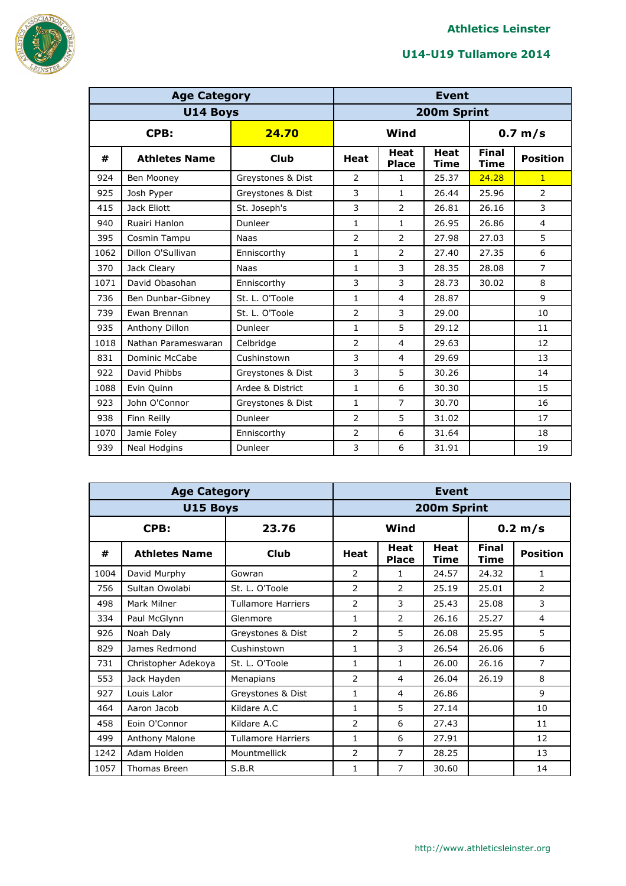## Athletics Leinster

## U14-U19 Tullamore 2014

| Age Category | | | Event | | | | |
|---|---|---|---|---|---|---|---|
| U14 Boys | | | 200m Sprint | | | | |
| CPB: | | 24.70 | Wind | | | 0.7 m/s | |
| # | Athletes Name | Club | Heat | Heat Place | Heat Time | Final Time | Position |
| 924 | Ben Mooney | Greystones & Dist | 2 | 1 | 25.37 | 24.28 | 1 |
| 925 | Josh Pyper | Greystones & Dist | 3 | 1 | 26.44 | 25.96 | 2 |
| 415 | Jack Eliott | St. Joseph's | 3 | 2 | 26.81 | 26.16 | 3 |
| 940 | Ruairi Hanlon | Dunleer | 1 | 1 | 26.95 | 26.86 | 4 |
| 395 | Cosmin Tampu | Naas | 2 | 2 | 27.98 | 27.03 | 5 |
| 1062 | Dillon O'Sullivan | Enniscorthy | 1 | 2 | 27.40 | 27.35 | 6 |
| 370 | Jack Cleary | Naas | 1 | 3 | 28.35 | 28.08 | 7 |
| 1071 | David Obasohan | Enniscorthy | 3 | 3 | 28.73 | 30.02 | 8 |
| 736 | Ben Dunbar-Gibney | St. L. O'Toole | 1 | 4 | 28.87 | | 9 |
| 739 | Ewan Brennan | St. L. O'Toole | 2 | 3 | 29.00 | | 10 |
| 935 | Anthony Dillon | Dunleer | 1 | 5 | 29.12 | | 11 |
| 1018 | Nathan Parameswaran | Celbridge | 2 | 4 | 29.63 | | 12 |
| 831 | Dominic McCabe | Cushinstown | 3 | 4 | 29.69 | | 13 |
| 922 | David Phibbs | Greystones & Dist | 3 | 5 | 30.26 | | 14 |
| 1088 | Evin Quinn | Ardee & District | 1 | 6 | 30.30 | | 15 |
| 923 | John O'Connor | Greystones & Dist | 1 | 7 | 30.70 | | 16 |
| 938 | Finn Reilly | Dunleer | 2 | 5 | 31.02 | | 17 |
| 1070 | Jamie Foley | Enniscorthy | 2 | 6 | 31.64 | | 18 |
| 939 | Neal Hodgins | Dunleer | 3 | 6 | 31.91 | | 19 |

| Age Category | | | Event | | | | |
|---|---|---|---|---|---|---|---|
| U15 Boys | | | 200m Sprint | | | | |
| CPB: | | 23.76 | Wind | | | 0.2 m/s | |
| # | Athletes Name | Club | Heat | Heat Place | Heat Time | Final Time | Position |
| 1004 | David Murphy | Gowran | 2 | 1 | 24.57 | 24.32 | 1 |
| 756 | Sultan Owolabi | St. L. O'Toole | 2 | 2 | 25.19 | 25.01 | 2 |
| 498 | Mark Milner | Tullamore Harriers | 2 | 3 | 25.43 | 25.08 | 3 |
| 334 | Paul McGlynn | Glenmore | 1 | 2 | 26.16 | 25.27 | 4 |
| 926 | Noah Daly | Greystones & Dist | 2 | 5 | 26.08 | 25.95 | 5 |
| 829 | James Redmond | Cushinstown | 1 | 3 | 26.54 | 26.06 | 6 |
| 731 | Christopher Adekoya | St. L. O'Toole | 1 | 1 | 26.00 | 26.16 | 7 |
| 553 | Jack Hayden | Menapians | 2 | 4 | 26.04 | 26.19 | 8 |
| 927 | Louis Lalor | Greystones & Dist | 1 | 4 | 26.86 | | 9 |
| 464 | Aaron Jacob | Kildare A.C | 1 | 5 | 27.14 | | 10 |
| 458 | Eoin O'Connor | Kildare A.C | 2 | 6 | 27.43 | | 11 |
| 499 | Anthony Malone | Tullamore Harriers | 1 | 6 | 27.91 | | 12 |
| 1242 | Adam Holden | Mountmellick | 2 | 7 | 28.25 | | 13 |
| 1057 | Thomas Breen | S.B.R | 1 | 7 | 30.60 | | 14 |

http://www.athleticsleinster.org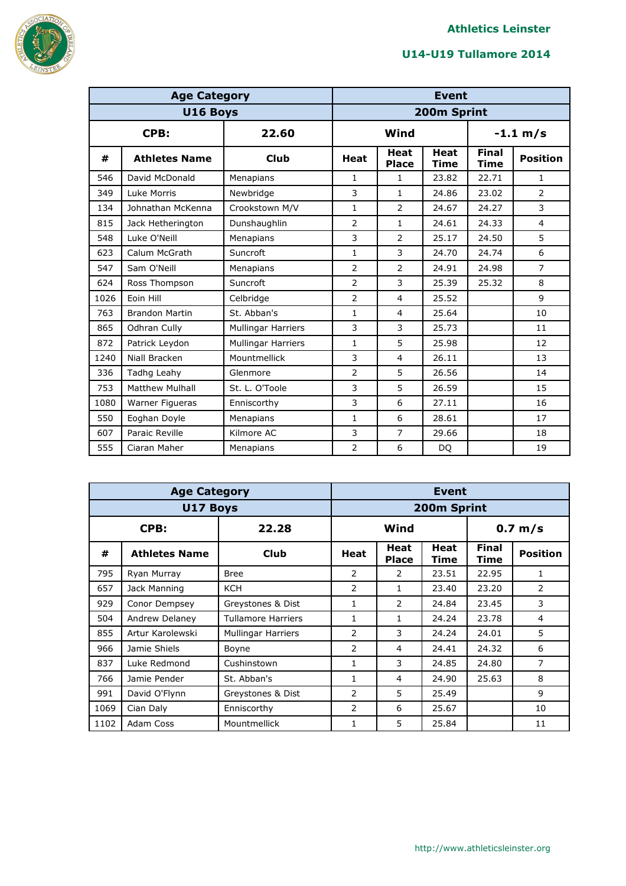# Athletics Leinster

## U14-U19 Tullamore 2014

| Age Category | | | Event | | | | |
|---|---|---|---|---|---|---|---|
| U16 Boys | | | 200m Sprint | | | | |
| CPB: | | 22.60 | Wind | | | -1.1 m/s | |
| # | Athletes Name | Club | Heat | Heat Place | Heat Time | Final Time | Position |
| 546 | David McDonald | Menapians | 1 | 1 | 23.82 | 22.71 | 1 |
| 349 | Luke Morris | Newbridge | 3 | 1 | 24.86 | 23.02 | 2 |
| 134 | Johnathan McKenna | Crookstown M/V | 1 | 2 | 24.67 | 24.27 | 3 |
| 815 | Jack Hetherington | Dunshaughlin | 2 | 1 | 24.61 | 24.33 | 4 |
| 548 | Luke O'Neill | Menapians | 3 | 2 | 25.17 | 24.50 | 5 |
| 623 | Calum McGrath | Suncroft | 1 | 3 | 24.70 | 24.74 | 6 |
| 547 | Sam O'Neill | Menapians | 2 | 2 | 24.91 | 24.98 | 7 |
| 624 | Ross Thompson | Suncroft | 2 | 3 | 25.39 | 25.32 | 8 |
| 1026 | Eoin Hill | Celbridge | 2 | 4 | 25.52 | | 9 |
| 763 | Brandon Martin | St. Abban's | 1 | 4 | 25.64 | | 10 |
| 865 | Odhran Cully | Mullingar Harriers | 3 | 3 | 25.73 | | 11 |
| 872 | Patrick Leydon | Mullingar Harriers | 1 | 5 | 25.98 | | 12 |
| 1240 | Niall Bracken | Mountmellick | 3 | 4 | 26.11 | | 13 |
| 336 | Tadhg Leahy | Glenmore | 2 | 5 | 26.56 | | 14 |
| 753 | Matthew Mulhall | St. L. O'Toole | 3 | 5 | 26.59 | | 15 |
| 1080 | Warner Figueras | Enniscorthy | 3 | 6 | 27.11 | | 16 |
| 550 | Eoghan Doyle | Menapians | 1 | 6 | 28.61 | | 17 |
| 607 | Paraic Reville | Kilmore AC | 3 | 7 | 29.66 | | 18 |
| 555 | Ciaran Maher | Menapians | 2 | 6 | DQ | | 19 |

| Age Category | | | Event | | | | |
|---|---|---|---|---|---|---|---|
| U17 Boys | | | 200m Sprint | | | | |
| CPB: | | 22.28 | Wind | | | 0.7 m/s | |
| # | Athletes Name | Club | Heat | Heat Place | Heat Time | Final Time | Position |
| 795 | Ryan Murray | Bree | 2 | 2 | 23.51 | 22.95 | 1 |
| 657 | Jack Manning | KCH | 2 | 1 | 23.40 | 23.20 | 2 |
| 929 | Conor Dempsey | Greystones & Dist | 1 | 2 | 24.84 | 23.45 | 3 |
| 504 | Andrew Delaney | Tullamore Harriers | 1 | 1 | 24.24 | 23.78 | 4 |
| 855 | Artur Karolewski | Mullingar Harriers | 2 | 3 | 24.24 | 24.01 | 5 |
| 966 | Jamie Shiels | Boyne | 2 | 4 | 24.41 | 24.32 | 6 |
| 837 | Luke Redmond | Cushinstown | 1 | 3 | 24.85 | 24.80 | 7 |
| 766 | Jamie Pender | St. Abban's | 1 | 4 | 24.90 | 25.63 | 8 |
| 991 | David O'Flynn | Greystones & Dist | 2 | 5 | 25.49 | | 9 |
| 1069 | Cian Daly | Enniscorthy | 2 | 6 | 25.67 | | 10 |
| 1102 | Adam Coss | Mountmellick | 1 | 5 | 25.84 | | 11 |

http://www.athleticsleinster.org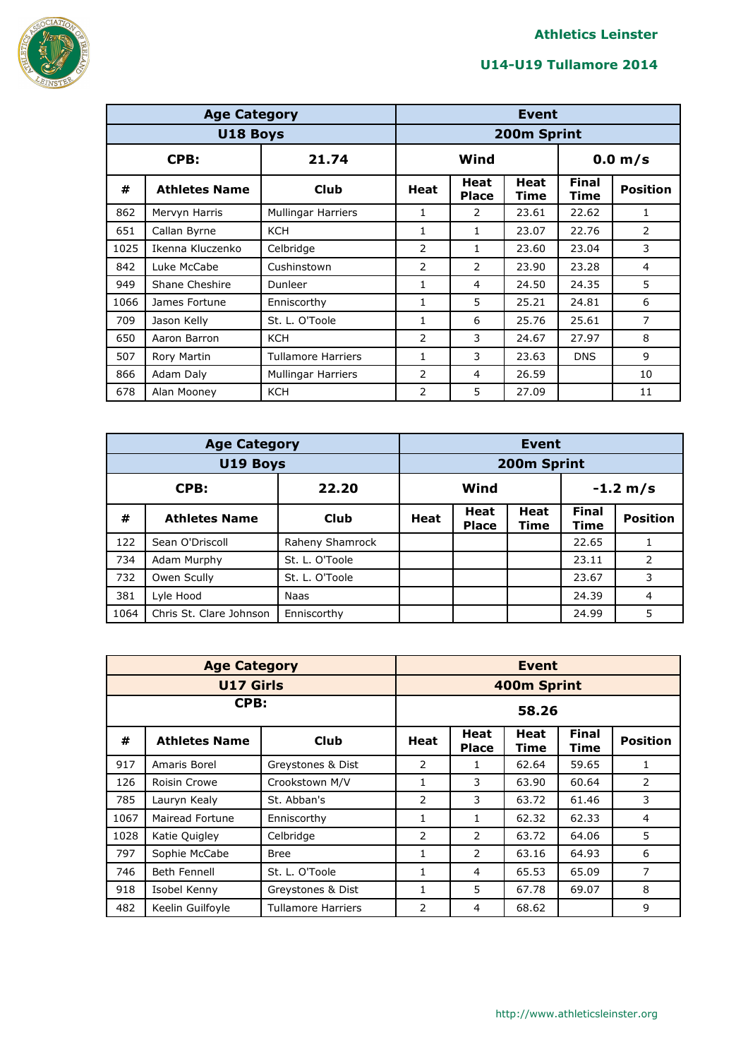Athletics Leinster

U14-U19 Tullamore 2014

| Age Category | | | Event | | | | |
|---|---|---|---|---|---|---|---|
| U18 Boys | | | 200m Sprint | | | | |
| CPB: | | 21.74 | Wind | | | 0.0 m/s | |
| # | Athletes Name | Club | Heat | Heat Place | Heat Time | Final Time | Position |
| 862 | Mervyn Harris | Mullingar Harriers | 1 | 2 | 23.61 | 22.62 | 1 |
| 651 | Callan Byrne | KCH | 1 | 1 | 23.07 | 22.76 | 2 |
| 1025 | Ikenna Kluczenko | Celbridge | 2 | 1 | 23.60 | 23.04 | 3 |
| 842 | Luke McCabe | Cushinstown | 2 | 2 | 23.90 | 23.28 | 4 |
| 949 | Shane Cheshire | Dunleer | 1 | 4 | 24.50 | 24.35 | 5 |
| 1066 | James Fortune | Enniscorthy | 1 | 5 | 25.21 | 24.81 | 6 |
| 709 | Jason Kelly | St. L. O'Toole | 1 | 6 | 25.76 | 25.61 | 7 |
| 650 | Aaron Barron | KCH | 2 | 3 | 24.67 | 27.97 | 8 |
| 507 | Rory Martin | Tullamore Harriers | 1 | 3 | 23.63 | DNS | 9 |
| 866 | Adam Daly | Mullingar Harriers | 2 | 4 | 26.59 | | 10 |
| 678 | Alan Mooney | KCH | 2 | 5 | 27.09 | | 11 |

| Age Category | | | Event | | | | |
|---|---|---|---|---|---|---|---|
| U19 Boys | | | 200m Sprint | | | | |
| CPB: | | 22.20 | Wind | | | -1.2 m/s | |
| # | Athletes Name | Club | Heat | Heat Place | Heat Time | Final Time | Position |
| 122 | Sean O'Driscoll | Raheny Shamrock | | | | 22.65 | 1 |
| 734 | Adam Murphy | St. L. O'Toole | | | | 23.11 | 2 |
| 732 | Owen Scully | St. L. O'Toole | | | | 23.67 | 3 |
| 381 | Lyle Hood | Naas | | | | 24.39 | 4 |
| 1064 | Chris St. Clare Johnson | Enniscorthy | | | | 24.99 | 5 |

| Age Category | | | Event | | | | |
|---|---|---|---|---|---|---|---|
| U17 Girls | | | 400m Sprint | | | | |
| CPB: | | | 58.26 | | | | |
| # | Athletes Name | Club | Heat | Heat Place | Heat Time | Final Time | Position |
| 917 | Amaris Borel | Greystones & Dist | 2 | 1 | 62.64 | 59.65 | 1 |
| 126 | Roisin Crowe | Crookstown M/V | 1 | 3 | 63.90 | 60.64 | 2 |
| 785 | Lauryn Kealy | St. Abban's | 2 | 3 | 63.72 | 61.46 | 3 |
| 1067 | Mairead Fortune | Enniscorthy | 1 | 1 | 62.32 | 62.33 | 4 |
| 1028 | Katie Quigley | Celbridge | 2 | 2 | 63.72 | 64.06 | 5 |
| 797 | Sophie McCabe | Bree | 1 | 2 | 63.16 | 64.93 | 6 |
| 746 | Beth Fennell | St. L. O'Toole | 1 | 4 | 65.53 | 65.09 | 7 |
| 918 | Isobel Kenny | Greystones & Dist | 1 | 5 | 67.78 | 69.07 | 8 |
| 482 | Keelin Guilfoyle | Tullamore Harriers | 2 | 4 | 68.62 | | 9 |

http://www.athleticsleinster.org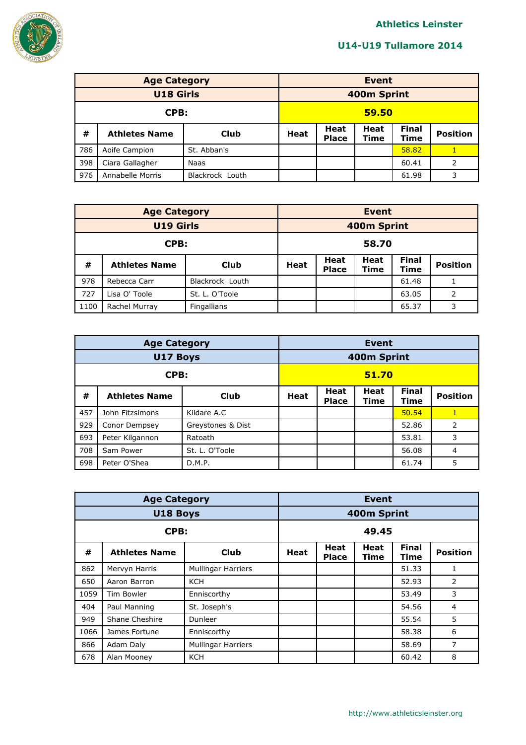# Athletics Leinster

## U14-U19 Tullamore 2014

| Age Category | | | Event | | | | |
|---|---|---|---|---|---|---|---|
| U18 Girls | | | 400m Sprint | | | | |
| CPB: | | | 59.50 | | | | |
| # | Athletes Name | Club | Heat | Heat Place | Heat Time | Final Time | Position |
| 786 | Aoife Campion | St. Abban's | | | | 58.82 | 1 |
| 398 | Ciara Gallagher | Naas | | | | 60.41 | 2 |
| 976 | Annabelle Morris | Blackrock Louth | | | | 61.98 | 3 |

| Age Category | | | Event | | | | |
|---|---|---|---|---|---|---|---|
| U19 Girls | | | 400m Sprint | | | | |
| CPB: | | | 58.70 | | | | |
| # | Athletes Name | Club | Heat | Heat Place | Heat Time | Final Time | Position |
| 978 | Rebecca Carr | Blackrock Louth | | | | 61.48 | 1 |
| 727 | Lisa O' Toole | St. L. O'Toole | | | | 63.05 | 2 |
| 1100 | Rachel Murray | Fingallians | | | | 65.37 | 3 |

| Age Category | | | Event | | | | |
|---|---|---|---|---|---|---|---|
| U17 Boys | | | 400m Sprint | | | | |
| CPB: | | | 51.70 | | | | |
| # | Athletes Name | Club | Heat | Heat Place | Heat Time | Final Time | Position |
| 457 | John Fitzsimons | Kildare A.C | | | | 50.54 | 1 |
| 929 | Conor Dempsey | Greystones & Dist | | | | 52.86 | 2 |
| 693 | Peter Kilgannon | Ratoath | | | | 53.81 | 3 |
| 708 | Sam Power | St. L. O'Toole | | | | 56.08 | 4 |
| 698 | Peter O'Shea | D.M.P. | | | | 61.74 | 5 |

| Age Category | | | Event | | | | |
|---|---|---|---|---|---|---|---|
| U18 Boys | | | 400m Sprint | | | | |
| CPB: | | | 49.45 | | | | |
| # | Athletes Name | Club | Heat | Heat Place | Heat Time | Final Time | Position |
| 862 | Mervyn Harris | Mullingar Harriers | | | | 51.33 | 1 |
| 650 | Aaron Barron | KCH | | | | 52.93 | 2 |
| 1059 | Tim Bowler | Enniscorthy | | | | 53.49 | 3 |
| 404 | Paul Manning | St. Joseph's | | | | 54.56 | 4 |
| 949 | Shane Cheshire | Dunleer | | | | 55.54 | 5 |
| 1066 | James Fortune | Enniscorthy | | | | 58.38 | 6 |
| 866 | Adam Daly | Mullingar Harriers | | | | 58.69 | 7 |
| 678 | Alan Mooney | KCH | | | | 60.42 | 8 |

http://www.athleticsleinster.org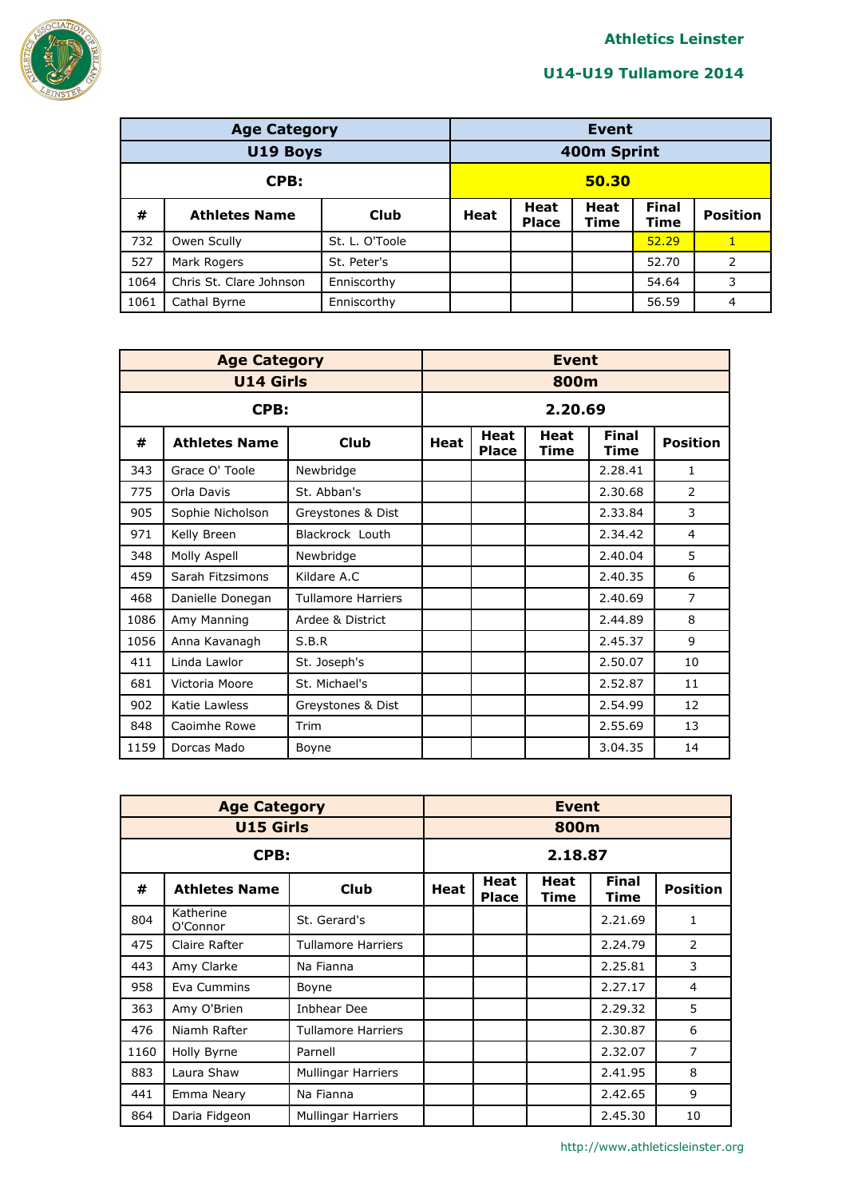Athletics Leinster

U14-U19 Tullamore 2014

| Age Category | | | Event | | | | |
|---|---|---|---|---|---|---|---|
| U19 Boys | | | 400m Sprint | | | | |
| CPB: | | | 50.30 | | | | |
| # | Athletes Name | Club | Heat | Heat Place | Heat Time | Final Time | Position |
| 732 | Owen Scully | St. L. O'Toole | | | | 52.29 | 1 |
| 527 | Mark Rogers | St. Peter's | | | | 52.70 | 2 |
| 1064 | Chris St. Clare Johnson | Enniscorthy | | | | 54.64 | 3 |
| 1061 | Cathal Byrne | Enniscorthy | | | | 56.59 | 4 |

| Age Category | | | Event | | | | |
|---|---|---|---|---|---|---|---|
| U14 Girls | | | 800m | | | | |
| CPB: | | | 2.20.69 | | | | |
| # | Athletes Name | Club | Heat | Heat Place | Heat Time | Final Time | Position |
| 343 | Grace O' Toole | Newbridge | | | | 2.28.41 | 1 |
| 775 | Orla Davis | St. Abban's | | | | 2.30.68 | 2 |
| 905 | Sophie Nicholson | Greystones & Dist | | | | 2.33.84 | 3 |
| 971 | Kelly Breen | Blackrock Louth | | | | 2.34.42 | 4 |
| 348 | Molly Aspell | Newbridge | | | | 2.40.04 | 5 |
| 459 | Sarah Fitzsimons | Kildare A.C | | | | 2.40.35 | 6 |
| 468 | Danielle Donegan | Tullamore Harriers | | | | 2.40.69 | 7 |
| 1086 | Amy Manning | Ardee & District | | | | 2.44.89 | 8 |
| 1056 | Anna Kavanagh | S.B.R | | | | 2.45.37 | 9 |
| 411 | Linda Lawlor | St. Joseph's | | | | 2.50.07 | 10 |
| 681 | Victoria Moore | St. Michael's | | | | 2.52.87 | 11 |
| 902 | Katie Lawless | Greystones & Dist | | | | 2.54.99 | 12 |
| 848 | Caoimhe Rowe | Trim | | | | 2.55.69 | 13 |
| 1159 | Dorcas Mado | Boyne | | | | 3.04.35 | 14 |

| Age Category | | | Event | | | | |
|---|---|---|---|---|---|---|---|
| U15 Girls | | | 800m | | | | |
| CPB: | | | 2.18.87 | | | | |
| # | Athletes Name | Club | Heat | Heat Place | Heat Time | Final Time | Position |
| 804 | Katherine O'Connor | St. Gerard's | | | | 2.21.69 | 1 |
| 475 | Claire Rafter | Tullamore Harriers | | | | 2.24.79 | 2 |
| 443 | Amy Clarke | Na Fianna | | | | 2.25.81 | 3 |
| 958 | Eva Cummins | Boyne | | | | 2.27.17 | 4 |
| 363 | Amy O'Brien | Inbhear Dee | | | | 2.29.32 | 5 |
| 476 | Niamh Rafter | Tullamore Harriers | | | | 2.30.87 | 6 |
| 1160 | Holly Byrne | Parnell | | | | 2.32.07 | 7 |
| 883 | Laura Shaw | Mullingar Harriers | | | | 2.41.95 | 8 |
| 441 | Emma Neary | Na Fianna | | | | 2.42.65 | 9 |
| 864 | Daria Fidgeon | Mullingar Harriers | | | | 2.45.30 | 10 |

http://www.athleticsleinster.org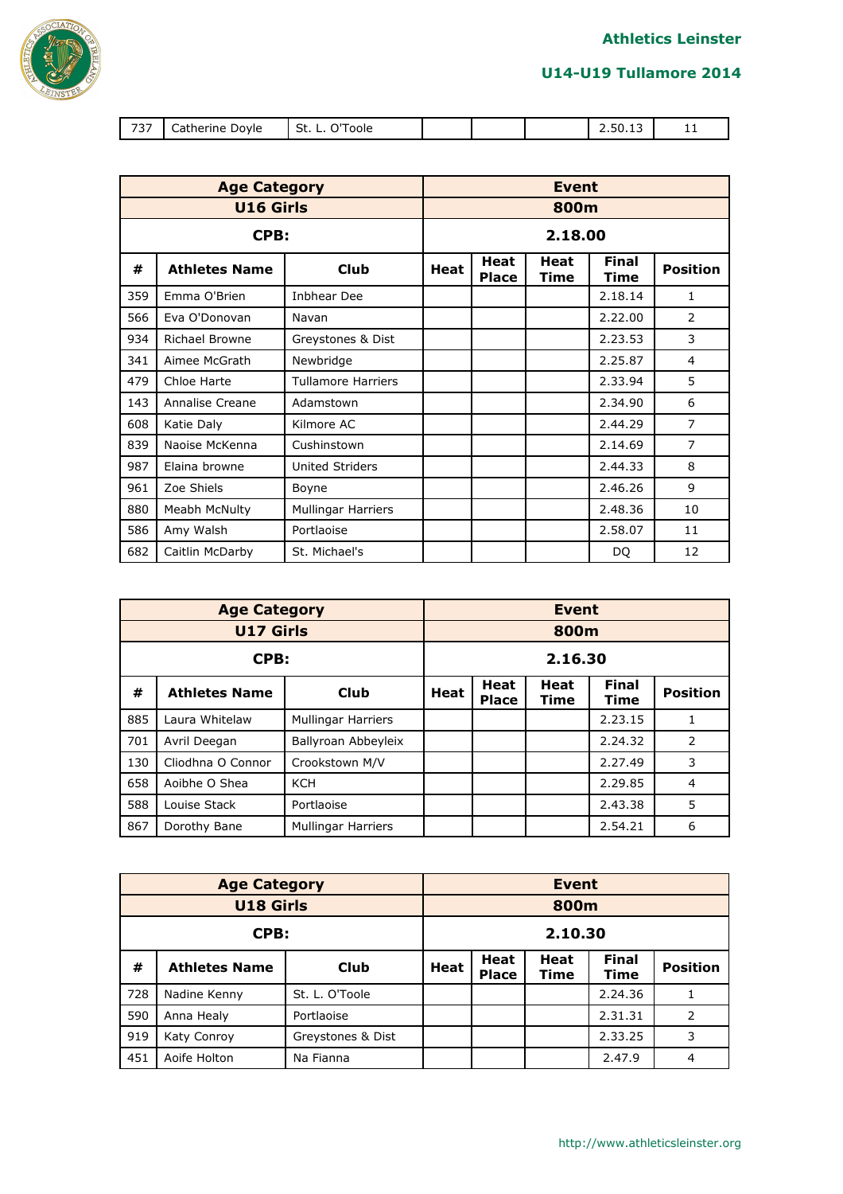| 737 | Catherine Doyle | St. L. O'Toole | | | | 2.50.13 | 11 |
|---|---|---|---|---|---|---|---|

| Age Category | | | Event | | | | |
|---|---|---|---|---|---|---|---|
| U16 Girls | | | 800m | | | | |
| CPB: | | | 2.18.00 | | | | |
| # | Athletes Name | Club | Heat | Heat Place | Heat Time | Final Time | Position |
| 359 | Emma O'Brien | Inbhear Dee | | | | 2.18.14 | 1 |
| 566 | Eva O'Donovan | Navan | | | | 2.22.00 | 2 |
| 934 | Richael Browne | Greystones & Dist | | | | 2.23.53 | 3 |
| 341 | Aimee McGrath | Newbridge | | | | 2.25.87 | 4 |
| 479 | Chloe Harte | Tullamore Harriers | | | | 2.33.94 | 5 |
| 143 | Annalise Creane | Adamstown | | | | 2.34.90 | 6 |
| 608 | Katie Daly | Kilmore AC | | | | 2.44.29 | 7 |
| 839 | Naoise McKenna | Cushinstown | | | | 2.14.69 | 7 |
| 987 | Elaina browne | United Striders | | | | 2.44.33 | 8 |
| 961 | Zoe Shiels | Boyne | | | | 2.46.26 | 9 |
| 880 | Meabh McNulty | Mullingar Harriers | | | | 2.48.36 | 10 |
| 586 | Amy Walsh | Portlaoise | | | | 2.58.07 | 11 |
| 682 | Caitlin McDarby | St. Michael's | | | | DQ | 12 |

| Age Category | | | Event | | | | |
|---|---|---|---|---|---|---|---|
| U17 Girls | | | 800m | | | | |
| CPB: | | | 2.16.30 | | | | |
| # | Athletes Name | Club | Heat | Heat Place | Heat Time | Final Time | Position |
| 885 | Laura Whitelaw | Mullingar Harriers | | | | 2.23.15 | 1 |
| 701 | Avril Deegan | Ballyroan Abbeyleix | | | | 2.24.32 | 2 |
| 130 | Cliodhna O Connor | Crookstown M/V | | | | 2.27.49 | 3 |
| 658 | Aoibhe O Shea | KCH | | | | 2.29.85 | 4 |
| 588 | Louise Stack | Portlaoise | | | | 2.43.38 | 5 |
| 867 | Dorothy Bane | Mullingar Harriers | | | | 2.54.21 | 6 |

| Age Category | | | Event | | | | |
|---|---|---|---|---|---|---|---|
| U18 Girls | | | 800m | | | | |
| CPB: | | | 2.10.30 | | | | |
| # | Athletes Name | Club | Heat | Heat Place | Heat Time | Final Time | Position |
| 728 | Nadine Kenny | St. L. O'Toole | | | | 2.24.36 | 1 |
| 590 | Anna Healy | Portlaoise | | | | 2.31.31 | 2 |
| 919 | Katy Conroy | Greystones & Dist | | | | 2.33.25 | 3 |
| 451 | Aoife Holton | Na Fianna | | | | 2.47.9 | 4 |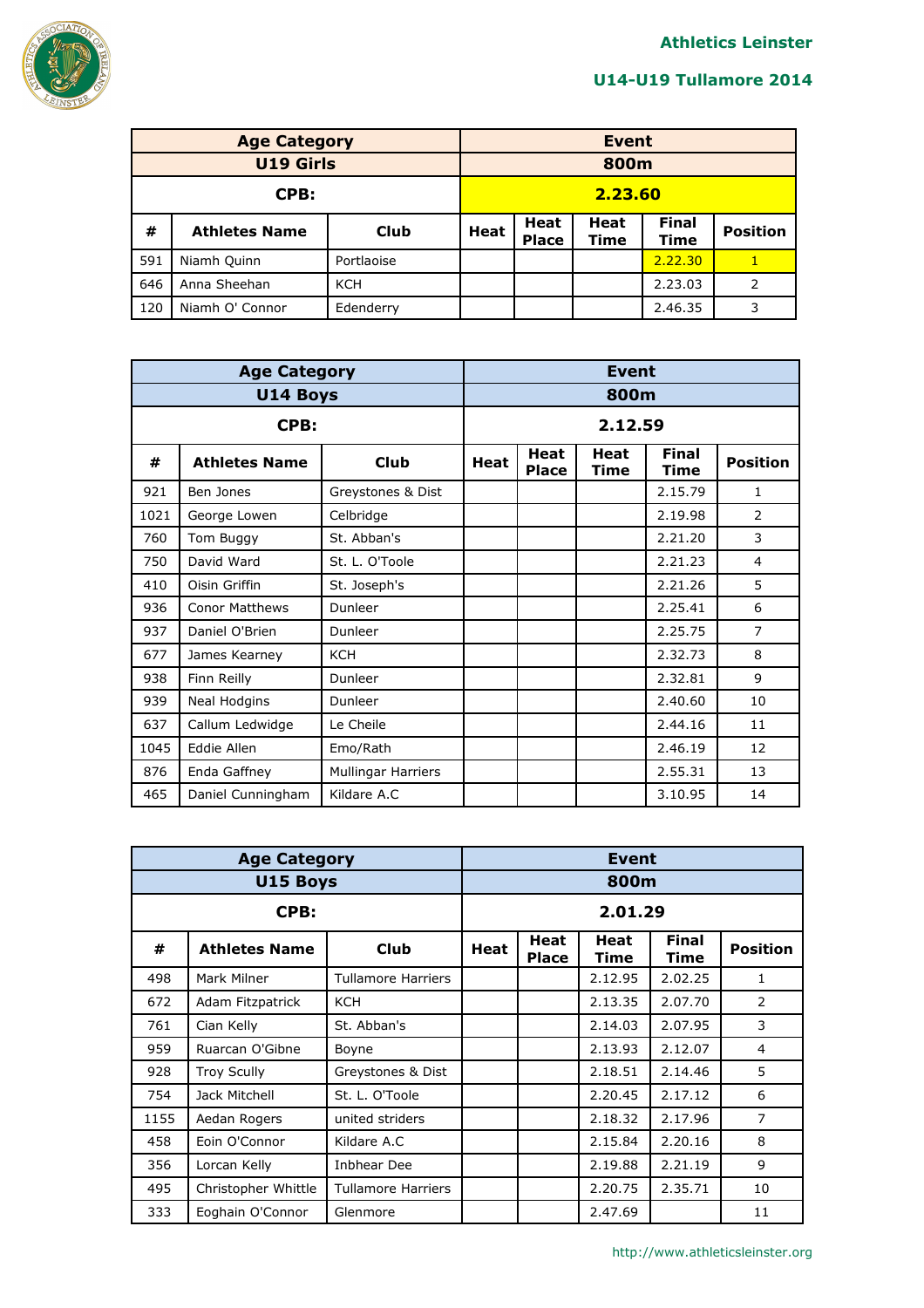## Athletics Leinster

## U14-U19 Tullamore 2014

| Age Category | | | Event | | | | | |
|---|---|---|---|---|---|---|---|---|
| U19 Girls | | | 800m | | | | | |
| CPB: | | | 2.23.60 | | | | | |
| # | Athletes Name | Club | Heat | Heat Place | Heat Time | Final Time | Position |
| 591 | Niamh Quinn | Portlaoise | | | | 2.22.30 | 1 |
| 646 | Anna Sheehan | KCH | | | | 2.23.03 | 2 |
| 120 | Niamh O' Connor | Edenderry | | | | 2.46.35 | 3 |

| Age Category | | | Event | | | | |
|---|---|---|---|---|---|---|---|
| U14 Boys | | | 800m | | | | |
| CPB: | | | 2.12.59 | | | | |
| # | Athletes Name | Club | Heat | Heat Place | Heat Time | Final Time | Position |
| 921 | Ben Jones | Greystones & Dist | | | | 2.15.79 | 1 |
| 1021 | George Lowen | Celbridge | | | | 2.19.98 | 2 |
| 760 | Tom Buggy | St. Abban's | | | | 2.21.20 | 3 |
| 750 | David Ward | St. L. O'Toole | | | | 2.21.23 | 4 |
| 410 | Oisin Griffin | St. Joseph's | | | | 2.21.26 | 5 |
| 936 | Conor Matthews | Dunleer | | | | 2.25.41 | 6 |
| 937 | Daniel O'Brien | Dunleer | | | | 2.25.75 | 7 |
| 677 | James Kearney | KCH | | | | 2.32.73 | 8 |
| 938 | Finn Reilly | Dunleer | | | | 2.32.81 | 9 |
| 939 | Neal Hodgins | Dunleer | | | | 2.40.60 | 10 |
| 637 | Callum Ledwidge | Le Cheile | | | | 2.44.16 | 11 |
| 1045 | Eddie Allen | Emo/Rath | | | | 2.46.19 | 12 |
| 876 | Enda Gaffney | Mullingar Harriers | | | | 2.55.31 | 13 |
| 465 | Daniel Cunningham | Kildare A.C | | | | 3.10.95 | 14 |

| Age Category | | | Event | | | | |
|---|---|---|---|---|---|---|---|
| U15 Boys | | | 800m | | | | |
| CPB: | | | 2.01.29 | | | | |
| # | Athletes Name | Club | Heat | Heat Place | Heat Time | Final Time | Position |
| 498 | Mark Milner | Tullamore Harriers | | | 2.12.95 | 2.02.25 | 1 |
| 672 | Adam Fitzpatrick | KCH | | | 2.13.35 | 2.07.70 | 2 |
| 761 | Cian Kelly | St. Abban's | | | 2.14.03 | 2.07.95 | 3 |
| 959 | Ruarcan O'Gibne | Boyne | | | 2.13.93 | 2.12.07 | 4 |
| 928 | Troy Scully | Greystones & Dist | | | 2.18.51 | 2.14.46 | 5 |
| 754 | Jack Mitchell | St. L. O'Toole | | | 2.20.45 | 2.17.12 | 6 |
| 1155 | Aedan Rogers | united striders | | | 2.18.32 | 2.17.96 | 7 |
| 458 | Eoin O'Connor | Kildare A.C | | | 2.15.84 | 2.20.16 | 8 |
| 356 | Lorcan Kelly | Inbhear Dee | | | 2.19.88 | 2.21.19 | 9 |
| 495 | Christopher Whittle | Tullamore Harriers | | | 2.20.75 | 2.35.71 | 10 |
| 333 | Eoghain O'Connor | Glenmore | | | 2.47.69 | | 11 |

http://www.athleticsleinster.org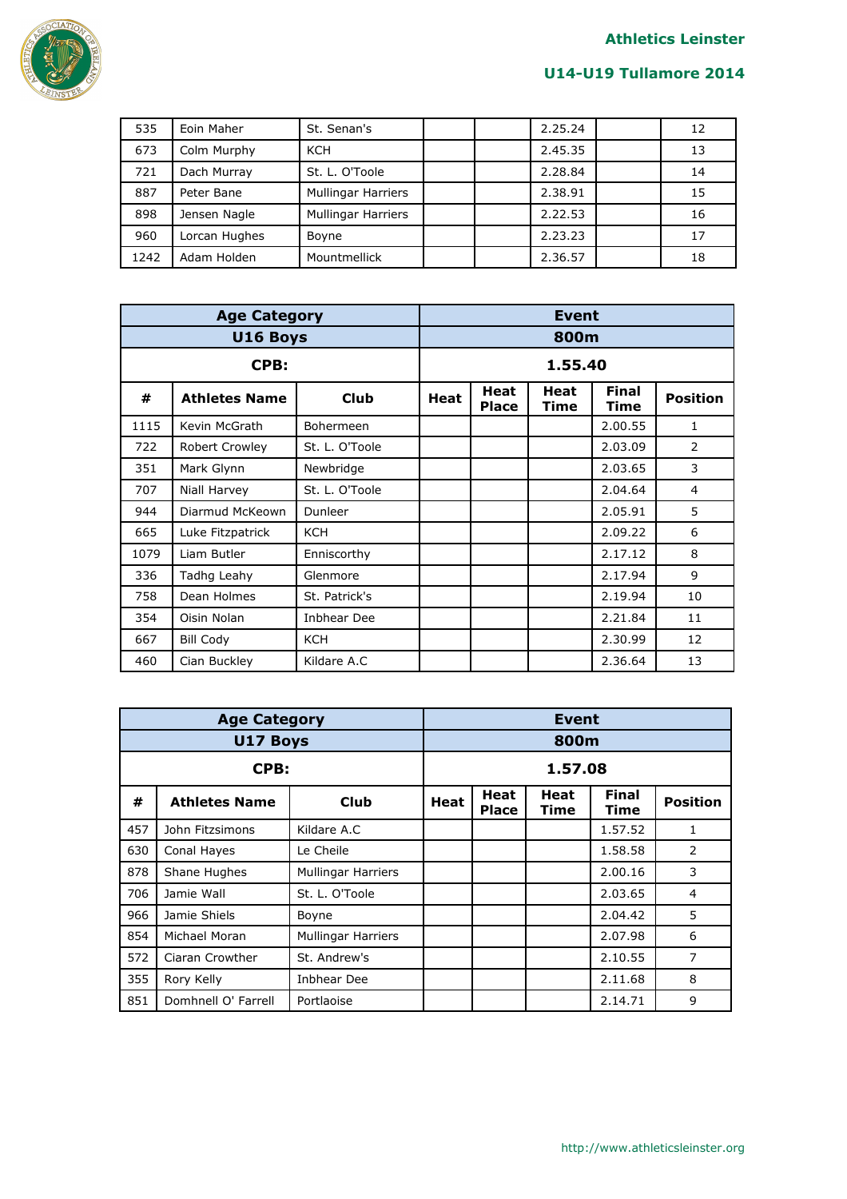| 535 | Eoin Maher | St. Senan's | | | 2.25.24 | | 12 |
|---|---|---|---|---|---|---|---|
| 673 | Colm Murphy | KCH | | | 2.45.35 | | 13 |
| 721 | Dach Murray | St. L. O'Toole | | | 2.28.84 | | 14 |
| 887 | Peter Bane | Mullingar Harriers | | | 2.38.91 | | 15 |
| 898 | Jensen Nagle | Mullingar Harriers | | | 2.22.53 | | 16 |
| 960 | Lorcan Hughes | Boyne | | | 2.23.23 | | 17 |
| 1242 | Adam Holden | Mountmellick | | | 2.36.57 | | 18 |

| Age Category | | | Event | | | | |
|---|---|---|---|---|---|---|---|
| U16 Boys | | | 800m | | | | |
| CPB: | | | 1.55.40 | | | | |
| # | Athletes Name | Club | Heat | Heat Place | Heat Time | Final Time | Position |
| 1115 | Kevin McGrath | Bohermeen | | | | 2.00.55 | 1 |
| 722 | Robert Crowley | St. L. O'Toole | | | | 2.03.09 | 2 |
| 351 | Mark Glynn | Newbridge | | | | 2.03.65 | 3 |
| 707 | Niall Harvey | St. L. O'Toole | | | | 2.04.64 | 4 |
| 944 | Diarmud McKeown | Dunleer | | | | 2.05.91 | 5 |
| 665 | Luke Fitzpatrick | KCH | | | | 2.09.22 | 6 |
| 1079 | Liam Butler | Enniscorthy | | | | 2.17.12 | 8 |
| 336 | Tadhg Leahy | Glenmore | | | | 2.17.94 | 9 |
| 758 | Dean Holmes | St. Patrick's | | | | 2.19.94 | 10 |
| 354 | Oisin Nolan | Inbhear Dee | | | | 2.21.84 | 11 |
| 667 | Bill Cody | KCH | | | | 2.30.99 | 12 |
| 460 | Cian Buckley | Kildare A.C | | | | 2.36.64 | 13 |

| Age Category | | | Event | | | | |
|---|---|---|---|---|---|---|---|
| U17 Boys | | | 800m | | | | |
| CPB: | | | 1.57.08 | | | | |
| # | Athletes Name | Club | Heat | Heat Place | Heat Time | Final Time | Position |
| 457 | John Fitzsimons | Kildare A.C | | | | 1.57.52 | 1 |
| 630 | Conal Hayes | Le Cheile | | | | 1.58.58 | 2 |
| 878 | Shane Hughes | Mullingar Harriers | | | | 2.00.16 | 3 |
| 706 | Jamie Wall | St. L. O'Toole | | | | 2.03.65 | 4 |
| 966 | Jamie Shiels | Boyne | | | | 2.04.42 | 5 |
| 854 | Michael Moran | Mullingar Harriers | | | | 2.07.98 | 6 |
| 572 | Ciaran Crowther | St. Andrew's | | | | 2.10.55 | 7 |
| 355 | Rory Kelly | Inbhear Dee | | | | 2.11.68 | 8 |
| 851 | Domhnell O' Farrell | Portlaoise | | | | 2.14.71 | 9 |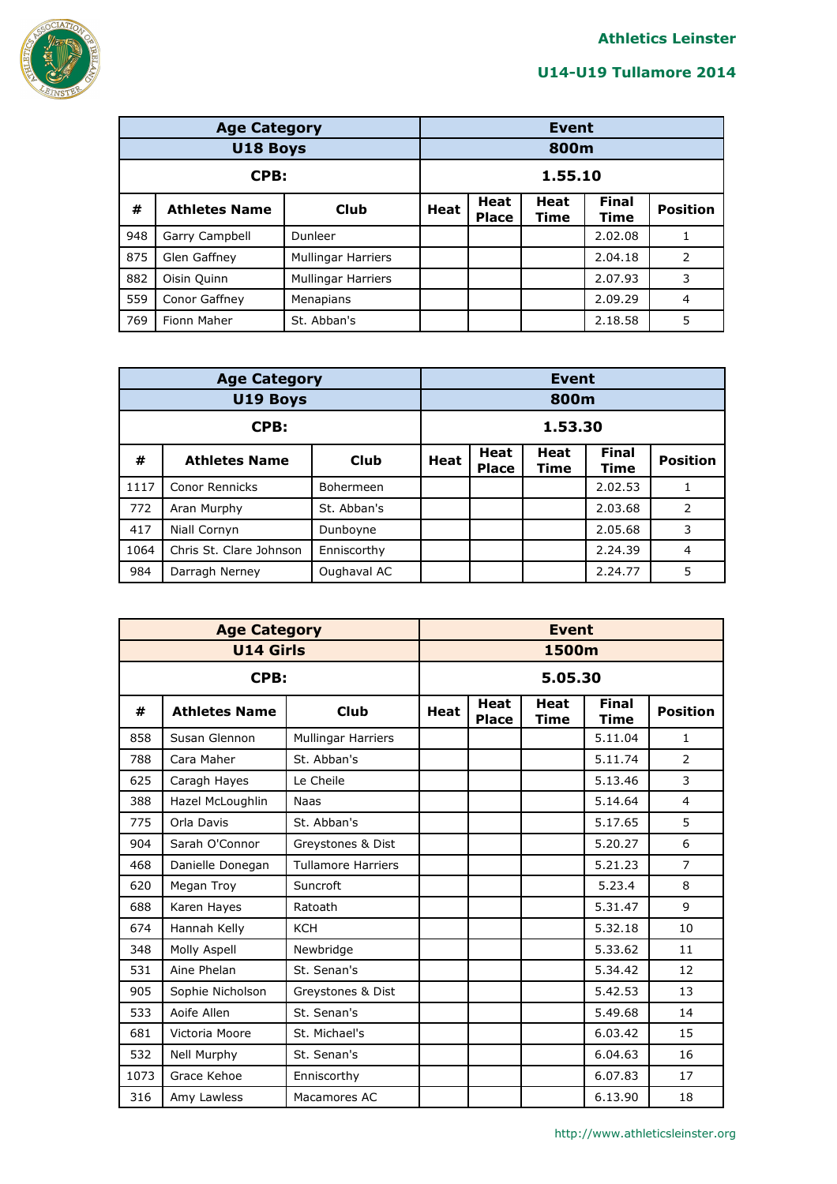| Age Category | | | Event | | | | |
|---|---|---|---|---|---|---|---|
| U18 Boys | | | 800m | | | | |
| CPB: | | | 1.55.10 | | | | |
| # | Athletes Name | Club | Heat | Heat Place | Heat Time | Final Time | Position |
| 948 | Garry Campbell | Dunleer | | | | 2.02.08 | 1 |
| 875 | Glen Gaffney | Mullingar Harriers | | | | 2.04.18 | 2 |
| 882 | Oisin Quinn | Mullingar Harriers | | | | 2.07.93 | 3 |
| 559 | Conor Gaffney | Menapians | | | | 2.09.29 | 4 |
| 769 | Fionn Maher | St. Abban's | | | | 2.18.58 | 5 |

| Age Category | | | Event | | | | |
|---|---|---|---|---|---|---|---|
| U19 Boys | | | 800m | | | | |
| CPB: | | | 1.53.30 | | | | |
| # | Athletes Name | Club | Heat | Heat Place | Heat Time | Final Time | Position |
| 1117 | Conor Rennicks | Bohermeen | | | | 2.02.53 | 1 |
| 772 | Aran Murphy | St. Abban's | | | | 2.03.68 | 2 |
| 417 | Niall Cornyn | Dunboyne | | | | 2.05.68 | 3 |
| 1064 | Chris St. Clare Johnson | Enniscorthy | | | | 2.24.39 | 4 |
| 984 | Darragh Nerney | Oughaval AC | | | | 2.24.77 | 5 |

| Age Category | | | Event | | | | |
|---|---|---|---|---|---|---|---|
| U14 Girls | | | 1500m | | | | |
| CPB: | | | 5.05.30 | | | | |
| # | Athletes Name | Club | Heat | Heat Place | Heat Time | Final Time | Position |
| 858 | Susan Glennon | Mullingar Harriers | | | | 5.11.04 | 1 |
| 788 | Cara Maher | St. Abban's | | | | 5.11.74 | 2 |
| 625 | Caragh Hayes | Le Cheile | | | | 5.13.46 | 3 |
| 388 | Hazel McLoughlin | Naas | | | | 5.14.64 | 4 |
| 775 | Orla Davis | St. Abban's | | | | 5.17.65 | 5 |
| 904 | Sarah O'Connor | Greystones & Dist | | | | 5.20.27 | 6 |
| 468 | Danielle Donegan | Tullamore Harriers | | | | 5.21.23 | 7 |
| 620 | Megan Troy | Suncroft | | | | 5.23.4 | 8 |
| 688 | Karen Hayes | Ratoath | | | | 5.31.47 | 9 |
| 674 | Hannah Kelly | KCH | | | | 5.32.18 | 10 |
| 348 | Molly Aspell | Newbridge | | | | 5.33.62 | 11 |
| 531 | Aine Phelan | St. Senan's | | | | 5.34.42 | 12 |
| 905 | Sophie Nicholson | Greystones & Dist | | | | 5.42.53 | 13 |
| 533 | Aoife Allen | St. Senan's | | | | 5.49.68 | 14 |
| 681 | Victoria Moore | St. Michael's | | | | 6.03.42 | 15 |
| 532 | Nell Murphy | St. Senan's | | | | 6.04.63 | 16 |
| 1073 | Grace Kehoe | Enniscorthy | | | | 6.07.83 | 17 |
| 316 | Amy Lawless | Macamores AC | | | | 6.13.90 | 18 |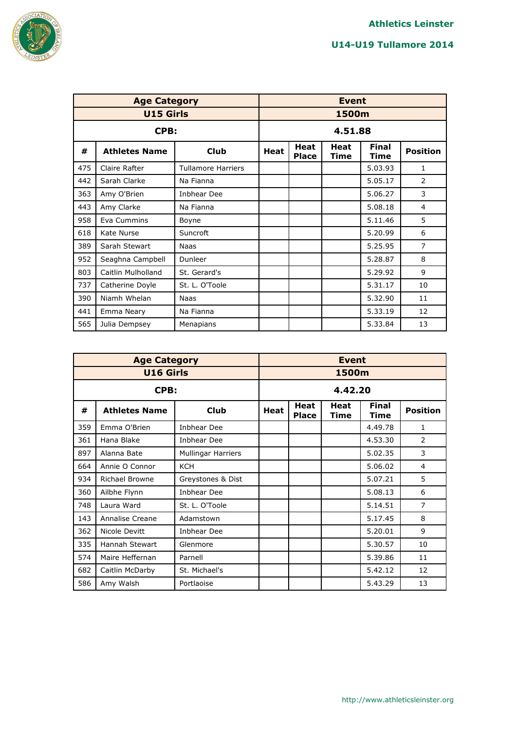**Athletics Leinster**

**U14-U19 Tullamore 2014**

| Age Category | | | Event | | | | |
|---|---|---|---|---|---|---|---|
| U15 Girls | | | 1500m | | | | |
| CPB: | | | 4.51.88 | | | | |
| # | Athletes Name | Club | Heat | Heat Place | Heat Time | Final Time | Position |
| 475 | Claire Rafter | Tullamore Harriers | | | | 5.03.93 | 1 |
| 442 | Sarah Clarke | Na Fianna | | | | 5.05.17 | 2 |
| 363 | Amy O'Brien | Inbhear Dee | | | | 5.06.27 | 3 |
| 443 | Amy Clarke | Na Fianna | | | | 5.08.18 | 4 |
| 958 | Eva Cummins | Boyne | | | | 5.11.46 | 5 |
| 618 | Kate Nurse | Suncroft | | | | 5.20.99 | 6 |
| 389 | Sarah Stewart | Naas | | | | 5.25.95 | 7 |
| 952 | Seaghna Campbell | Dunleer | | | | 5.28.87 | 8 |
| 803 | Caitlin Mulholland | St. Gerard's | | | | 5.29.92 | 9 |
| 737 | Catherine Doyle | St. L. O'Toole | | | | 5.31.17 | 10 |
| 390 | Niamh Whelan | Naas | | | | 5.32.90 | 11 |
| 441 | Emma Neary | Na Fianna | | | | 5.33.19 | 12 |
| 565 | Julia Dempsey | Menapians | | | | 5.33.84 | 13 |

| Age Category | | | Event | | | | |
|---|---|---|---|---|---|---|---|
| U16 Girls | | | 1500m | | | | |
| CPB: | | | 4.42.20 | | | | |
| # | Athletes Name | Club | Heat | Heat Place | Heat Time | Final Time | Position |
| 359 | Emma O'Brien | Inbhear Dee | | | | 4.49.78 | 1 |
| 361 | Hana Blake | Inbhear Dee | | | | 4.53.30 | 2 |
| 897 | Alanna Bate | Mullingar Harriers | | | | 5.02.35 | 3 |
| 664 | Annie O Connor | KCH | | | | 5.06.02 | 4 |
| 934 | Richael Browne | Greystones & Dist | | | | 5.07.21 | 5 |
| 360 | Ailbhe Flynn | Inbhear Dee | | | | 5.08.13 | 6 |
| 748 | Laura Ward | St. L. O'Toole | | | | 5.14.51 | 7 |
| 143 | Annalise Creane | Adamstown | | | | 5.17.45 | 8 |
| 362 | Nicole Devitt | Inbhear Dee | | | | 5.20.01 | 9 |
| 335 | Hannah Stewart | Glenmore | | | | 5.30.57 | 10 |
| 574 | Maire Heffernan | Parnell | | | | 5.39.86 | 11 |
| 682 | Caitlin McDarby | St. Michael's | | | | 5.42.12 | 12 |
| 586 | Amy Walsh | Portlaoise | | | | 5.43.29 | 13 |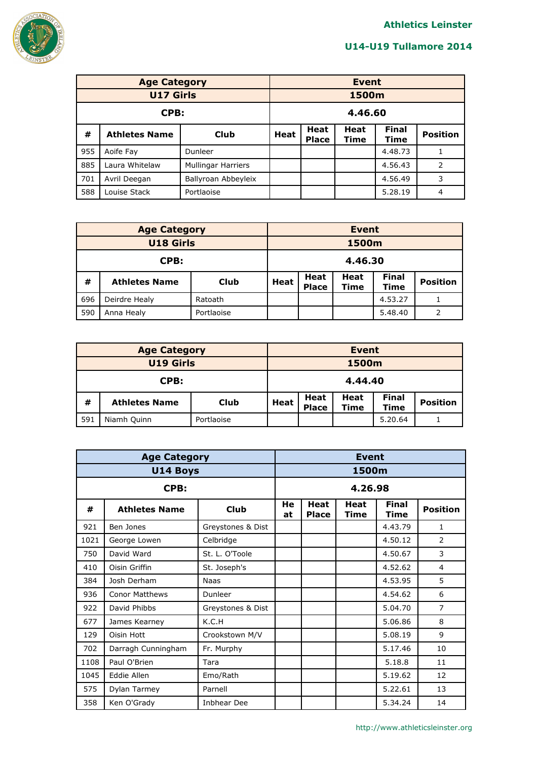Athletics Leinster

U14-U19 Tullamore 2014

| Age Category | | | Event | | | | |
|---|---|---|---|---|---|---|---|
| U17 Girls | | | 1500m | | | | |
| CPB: | | | 4.46.60 | | | | |
| # | Athletes Name | Club | Heat | Heat Place | Heat Time | Final Time | Position |
| 955 | Aoife Fay | Dunleer | | | | 4.48.73 | 1 |
| 885 | Laura Whitelaw | Mullingar Harriers | | | | 4.56.43 | 2 |
| 701 | Avril Deegan | Ballyroan Abbeyleix | | | | 4.56.49 | 3 |
| 588 | Louise Stack | Portlaoise | | | | 5.28.19 | 4 |

| Age Category | | | Event | | | | |
|---|---|---|---|---|---|---|---|
| U18 Girls | | | 1500m | | | | |
| CPB: | | | 4.46.30 | | | | |
| # | Athletes Name | Club | Heat | Heat Place | Heat Time | Final Time | Position |
| 696 | Deirdre Healy | Ratoath | | | | 4.53.27 | 1 |
| 590 | Anna Healy | Portlaoise | | | | 5.48.40 | 2 |

| Age Category | | | Event | | | | |
|---|---|---|---|---|---|---|---|
| U19 Girls | | | 1500m | | | | |
| CPB: | | | 4.44.40 | | | | |
| # | Athletes Name | Club | Heat | Heat Place | Heat Time | Final Time | Position |
| 591 | Niamh Quinn | Portlaoise | | | | 5.20.64 | 1 |

| Age Category | | | Event | | | | |
|---|---|---|---|---|---|---|---|
| U14 Boys | | | 1500m | | | | |
| CPB: | | | 4.26.98 | | | | |
| # | Athletes Name | Club | Heat | Heat Place | Heat Time | Final Time | Position |
| 921 | Ben Jones | Greystones & Dist | | | | 4.43.79 | 1 |
| 1021 | George Lowen | Celbridge | | | | 4.50.12 | 2 |
| 750 | David Ward | St. L. O'Toole | | | | 4.50.67 | 3 |
| 410 | Oisin Griffin | St. Joseph's | | | | 4.52.62 | 4 |
| 384 | Josh Derham | Naas | | | | 4.53.95 | 5 |
| 936 | Conor Matthews | Dunleer | | | | 4.54.62 | 6 |
| 922 | David Phibbs | Greystones & Dist | | | | 5.04.70 | 7 |
| 677 | James Kearney | K.C.H | | | | 5.06.86 | 8 |
| 129 | Oisin Hott | Crookstown M/V | | | | 5.08.19 | 9 |
| 702 | Darragh Cunningham | Fr. Murphy | | | | 5.17.46 | 10 |
| 1108 | Paul O'Brien | Tara | | | | 5.18.8 | 11 |
| 1045 | Eddie Allen | Emo/Rath | | | | 5.19.62 | 12 |
| 575 | Dylan Tarmey | Parnell | | | | 5.22.61 | 13 |
| 358 | Ken O'Grady | Inbhear Dee | | | | 5.34.24 | 14 |

http://www.athleticsleinster.org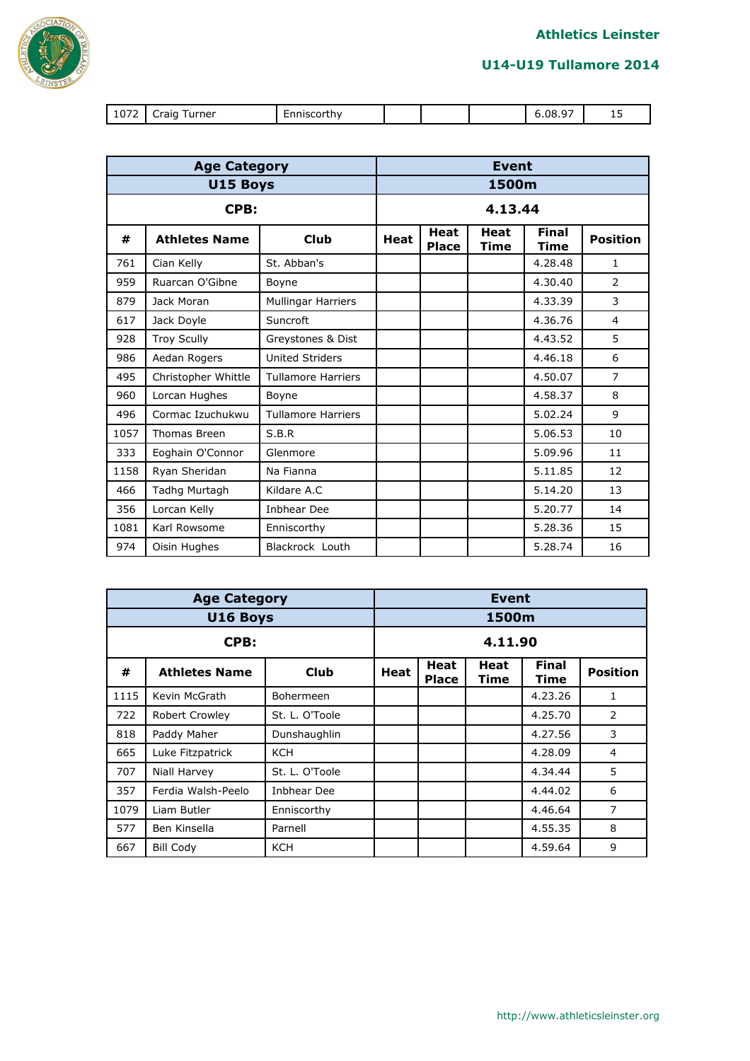| 1072 | Craig Turner | Enniscorthy | | | | 6.08.97 | 15 |
|---|---|---|---|---|---|---|---|

| **Age Category** | | | **Event** | | | | |
|---|---|---|---|---|---|---|---|
| **U15 Boys** | | | **1500m** | | | | |
| **CPB:** | | | **4.13.44** | | | | |
| **#** | **Athletes Name** | **Club** | **Heat** | **Heat Place** | **Heat Time** | **Final Time** | **Position** |
| 761 | Cian Kelly | St. Abban's | | | | 4.28.48 | 1 |
| 959 | Ruarcan O'Gibne | Boyne | | | | 4.30.40 | 2 |
| 879 | Jack Moran | Mullingar Harriers | | | | 4.33.39 | 3 |
| 617 | Jack Doyle | Suncroft | | | | 4.36.76 | 4 |
| 928 | Troy Scully | Greystones & Dist | | | | 4.43.52 | 5 |
| 986 | Aedan Rogers | United Striders | | | | 4.46.18 | 6 |
| 495 | Christopher Whittle | Tullamore Harriers | | | | 4.50.07 | 7 |
| 960 | Lorcan Hughes | Boyne | | | | 4.58.37 | 8 |
| 496 | Cormac Izuchukwu | Tullamore Harriers | | | | 5.02.24 | 9 |
| 1057 | Thomas Breen | S.B.R | | | | 5.06.53 | 10 |
| 333 | Eoghain O'Connor | Glenmore | | | | 5.09.96 | 11 |
| 1158 | Ryan Sheridan | Na Fianna | | | | 5.11.85 | 12 |
| 466 | Tadhg Murtagh | Kildare A.C | | | | 5.14.20 | 13 |
| 356 | Lorcan Kelly | Inbhear Dee | | | | 5.20.77 | 14 |
| 1081 | Karl Rowsome | Enniscorthy | | | | 5.28.36 | 15 |
| 974 | Oisin Hughes | Blackrock Louth | | | | 5.28.74 | 16 |

| **Age Category** | | | **Event** | | | | |
|---|---|---|---|---|---|---|---|
| **U16 Boys** | | | **1500m** | | | | |
| **CPB:** | | | **4.11.90** | | | | |
| **#** | **Athletes Name** | **Club** | **Heat** | **Heat Place** | **Heat Time** | **Final Time** | **Position** |
| 1115 | Kevin McGrath | Bohermeen | | | | 4.23.26 | 1 |
| 722 | Robert Crowley | St. L. O'Toole | | | | 4.25.70 | 2 |
| 818 | Paddy Maher | Dunshaughlin | | | | 4.27.56 | 3 |
| 665 | Luke Fitzpatrick | KCH | | | | 4.28.09 | 4 |
| 707 | Niall Harvey | St. L. O'Toole | | | | 4.34.44 | 5 |
| 357 | Ferdia Walsh-Peelo | Inbhear Dee | | | | 4.44.02 | 6 |
| 1079 | Liam Butler | Enniscorthy | | | | 4.46.64 | 7 |
| 577 | Ben Kinsella | Parnell | | | | 4.55.35 | 8 |
| 667 | Bill Cody | KCH | | | | 4.59.64 | 9 |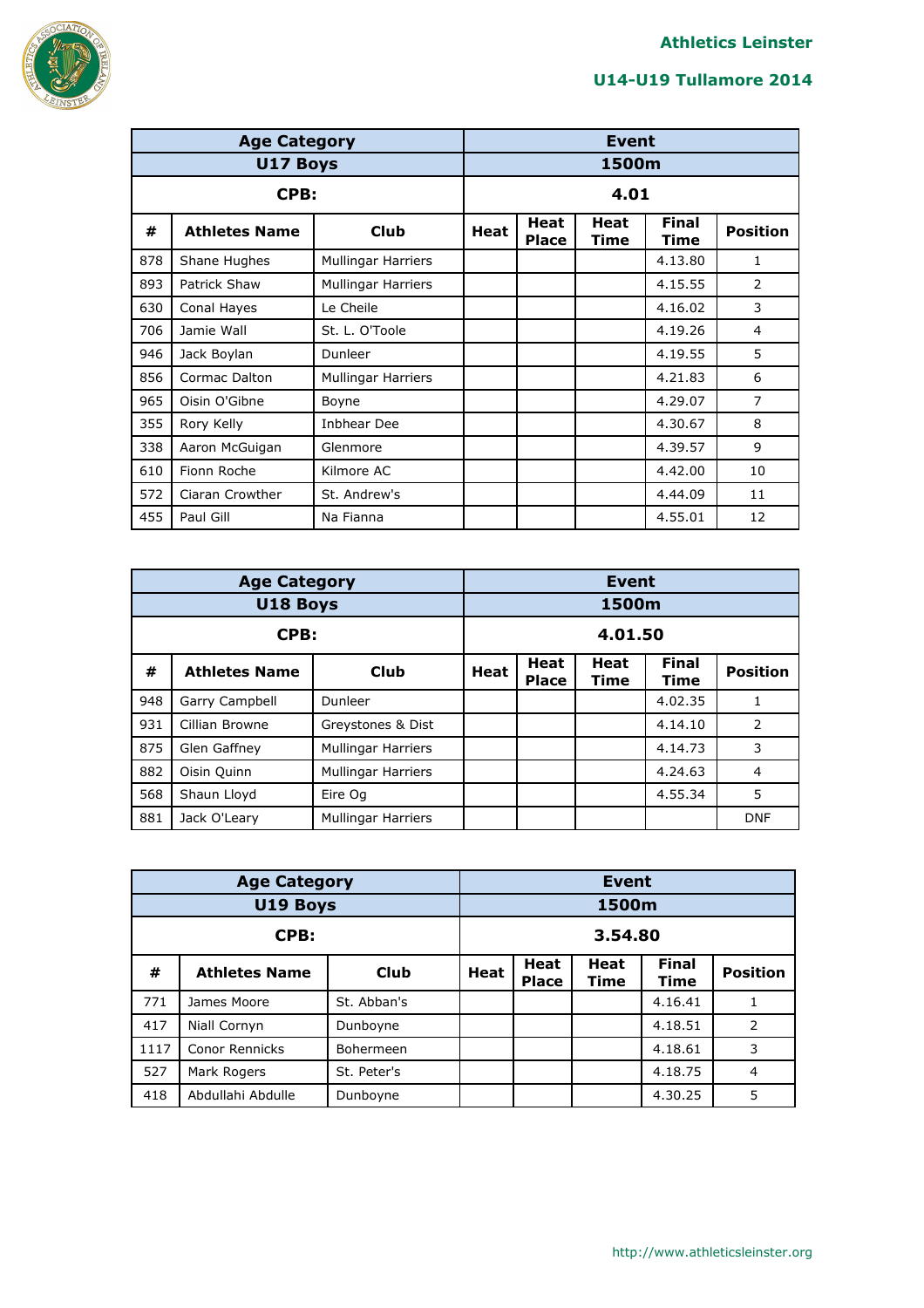Athletics Leinster

U14-U19 Tullamore 2014

| Age Category | | | Event | | | | |
|---|---|---|---|---|---|---|---|
| U17 Boys | | | 1500m | | | | |
| CPB: | | | 4.01 | | | | |
| # | Athletes Name | Club | Heat | Heat Place | Heat Time | Final Time | Position |
| 878 | Shane Hughes | Mullingar Harriers | | | | 4.13.80 | 1 |
| 893 | Patrick Shaw | Mullingar Harriers | | | | 4.15.55 | 2 |
| 630 | Conal Hayes | Le Cheile | | | | 4.16.02 | 3 |
| 706 | Jamie Wall | St. L. O'Toole | | | | 4.19.26 | 4 |
| 946 | Jack Boylan | Dunleer | | | | 4.19.55 | 5 |
| 856 | Cormac Dalton | Mullingar Harriers | | | | 4.21.83 | 6 |
| 965 | Oisin O'Gibne | Boyne | | | | 4.29.07 | 7 |
| 355 | Rory Kelly | Inbhear Dee | | | | 4.30.67 | 8 |
| 338 | Aaron McGuigan | Glenmore | | | | 4.39.57 | 9 |
| 610 | Fionn Roche | Kilmore AC | | | | 4.42.00 | 10 |
| 572 | Ciaran Crowther | St. Andrew's | | | | 4.44.09 | 11 |
| 455 | Paul Gill | Na Fianna | | | | 4.55.01 | 12 |

| Age Category | | | Event | | | | |
|---|---|---|---|---|---|---|---|
| U18 Boys | | | 1500m | | | | |
| CPB: | | | 4.01.50 | | | | |
| # | Athletes Name | Club | Heat | Heat Place | Heat Time | Final Time | Position |
| 948 | Garry Campbell | Dunleer | | | | 4.02.35 | 1 |
| 931 | Cillian Browne | Greystones & Dist | | | | 4.14.10 | 2 |
| 875 | Glen Gaffney | Mullingar Harriers | | | | 4.14.73 | 3 |
| 882 | Oisin Quinn | Mullingar Harriers | | | | 4.24.63 | 4 |
| 568 | Shaun Lloyd | Eire Og | | | | 4.55.34 | 5 |
| 881 | Jack O'Leary | Mullingar Harriers | | | | | DNF |

| Age Category | | | Event | | | | |
|---|---|---|---|---|---|---|---|
| U19 Boys | | | 1500m | | | | |
| CPB: | | | 3.54.80 | | | | |
| # | Athletes Name | Club | Heat | Heat Place | Heat Time | Final Time | Position |
| 771 | James Moore | St. Abban's | | | | 4.16.41 | 1 |
| 417 | Niall Cornyn | Dunboyne | | | | 4.18.51 | 2 |
| 1117 | Conor Rennicks | Bohermeen | | | | 4.18.61 | 3 |
| 527 | Mark Rogers | St. Peter's | | | | 4.18.75 | 4 |
| 418 | Abdullahi Abdulle | Dunboyne | | | | 4.30.25 | 5 |

http://www.athleticsleinster.org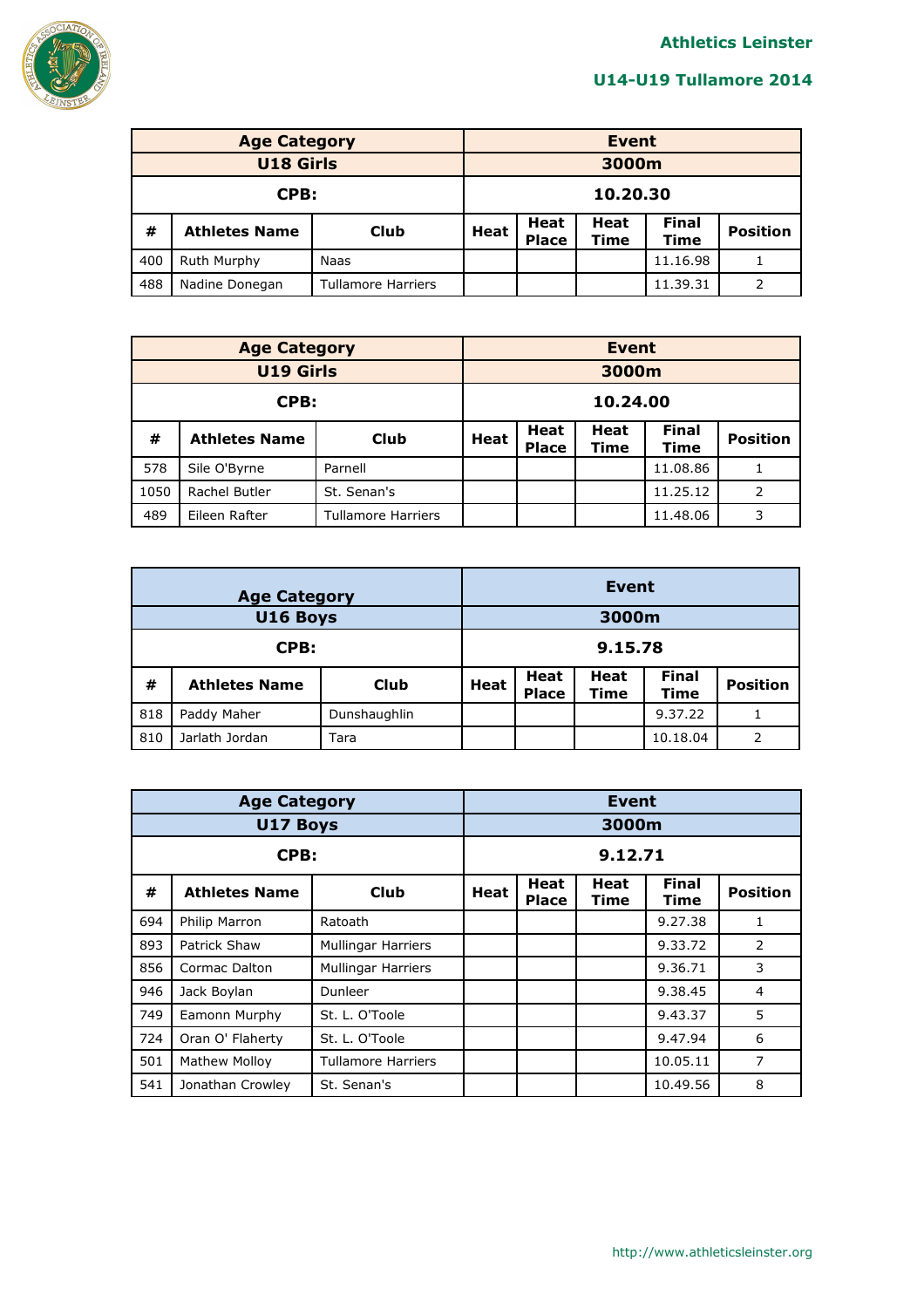Athletics Leinster

U14-U19 Tullamore 2014

| Age Category | | | Event | | | | |
|---|---|---|---|---|---|---|---|
| U18 Girls | | | 3000m | | | | |
| CPB: | | | 10.20.30 | | | | |
| # | Athletes Name | Club | Heat | Heat Place | Heat Time | Final Time | Position |
| 400 | Ruth Murphy | Naas | | | | 11.16.98 | 1 |
| 488 | Nadine Donegan | Tullamore Harriers | | | | 11.39.31 | 2 |

| Age Category | | | Event | | | | |
|---|---|---|---|---|---|---|---|
| U19 Girls | | | 3000m | | | | |
| CPB: | | | 10.24.00 | | | | |
| # | Athletes Name | Club | Heat | Heat Place | Heat Time | Final Time | Position |
| 578 | Sile O'Byrne | Parnell | | | | 11.08.86 | 1 |
| 1050 | Rachel Butler | St. Senan's | | | | 11.25.12 | 2 |
| 489 | Eileen Rafter | Tullamore Harriers | | | | 11.48.06 | 3 |

| Age Category | | | Event | | | | |
|---|---|---|---|---|---|---|---|
| U16 Boys | | | 3000m | | | | |
| CPB: | | | 9.15.78 | | | | |
| # | Athletes Name | Club | Heat | Heat Place | Heat Time | Final Time | Position |
| 818 | Paddy Maher | Dunshaughlin | | | | 9.37.22 | 1 |
| 810 | Jarlath Jordan | Tara | | | | 10.18.04 | 2 |

| Age Category | | | Event | | | | |
|---|---|---|---|---|---|---|---|
| U17 Boys | | | 3000m | | | | |
| CPB: | | | 9.12.71 | | | | |
| # | Athletes Name | Club | Heat | Heat Place | Heat Time | Final Time | Position |
| 694 | Philip Marron | Ratoath | | | | 9.27.38 | 1 |
| 893 | Patrick Shaw | Mullingar Harriers | | | | 9.33.72 | 2 |
| 856 | Cormac Dalton | Mullingar Harriers | | | | 9.36.71 | 3 |
| 946 | Jack Boylan | Dunleer | | | | 9.38.45 | 4 |
| 749 | Eamonn Murphy | St. L. O'Toole | | | | 9.43.37 | 5 |
| 724 | Oran O' Flaherty | St. L. O'Toole | | | | 9.47.94 | 6 |
| 501 | Mathew Molloy | Tullamore Harriers | | | | 10.05.11 | 7 |
| 541 | Jonathan Crowley | St. Senan's | | | | 10.49.56 | 8 |

http://www.athleticsleinster.org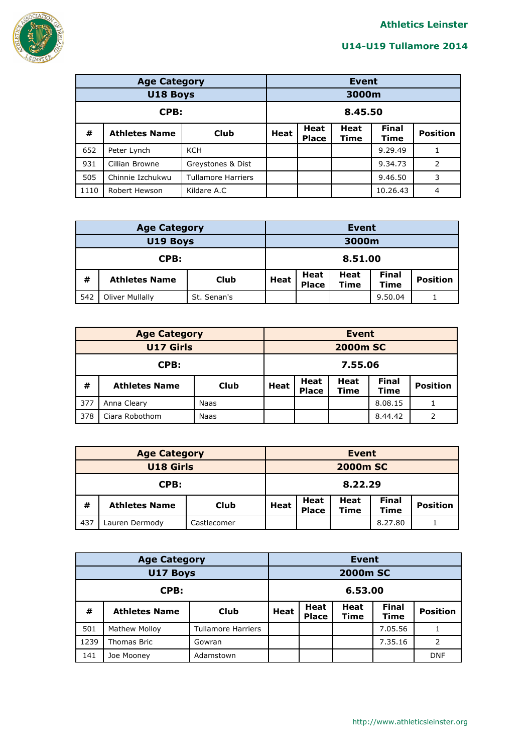**Athletics Leinster**

**U14-U19 Tullamore 2014**

| Age Category | | | Event | | | | |
|---|---|---|---|---|---|---|---|
| U18 Boys | | | 3000m | | | | |
| CPB: | | | 8.45.50 | | | | |
| # | Athletes Name | Club | Heat | Heat Place | Heat Time | Final Time | Position |
| 652 | Peter Lynch | KCH | | | | 9.29.49 | 1 |
| 931 | Cillian Browne | Greystones & Dist | | | | 9.34.73 | 2 |
| 505 | Chinnie Izchukwu | Tullamore Harriers | | | | 9.46.50 | 3 |
| 1110 | Robert Hewson | Kildare A.C | | | | 10.26.43 | 4 |

| Age Category | | | Event | | | | |
|---|---|---|---|---|---|---|---|
| U19 Boys | | | 3000m | | | | |
| CPB: | | | 8.51.00 | | | | |
| # | Athletes Name | Club | Heat | Heat Place | Heat Time | Final Time | Position |
| 542 | Oliver Mullally | St. Senan's | | | | 9.50.04 | 1 |

| Age Category | | | Event | | | | |
|---|---|---|---|---|---|---|---|
| U17 Girls | | | 2000m SC | | | | |
| CPB: | | | 7.55.06 | | | | |
| # | Athletes Name | Club | Heat | Heat Place | Heat Time | Final Time | Position |
| 377 | Anna Cleary | Naas | | | | 8.08.15 | 1 |
| 378 | Ciara Robothom | Naas | | | | 8.44.42 | 2 |

| Age Category | | | Event | | | | |
|---|---|---|---|---|---|---|---|
| U18 Girls | | | 2000m SC | | | | |
| CPB: | | | 8.22.29 | | | | |
| # | Athletes Name | Club | Heat | Heat Place | Heat Time | Final Time | Position |
| 437 | Lauren Dermody | Castlecomer | | | | 8.27.80 | 1 |

| Age Category | | | Event | | | | |
|---|---|---|---|---|---|---|---|
| U17 Boys | | | 2000m SC | | | | |
| CPB: | | | 6.53.00 | | | | |
| # | Athletes Name | Club | Heat | Heat Place | Heat Time | Final Time | Position |
| 501 | Mathew Molloy | Tullamore Harriers | | | | 7.05.56 | 1 |
| 1239 | Thomas Bric | Gowran | | | | 7.35.16 | 2 |
| 141 | Joe Mooney | Adamstown | | | | | DNF |

http://www.athleticsleinster.org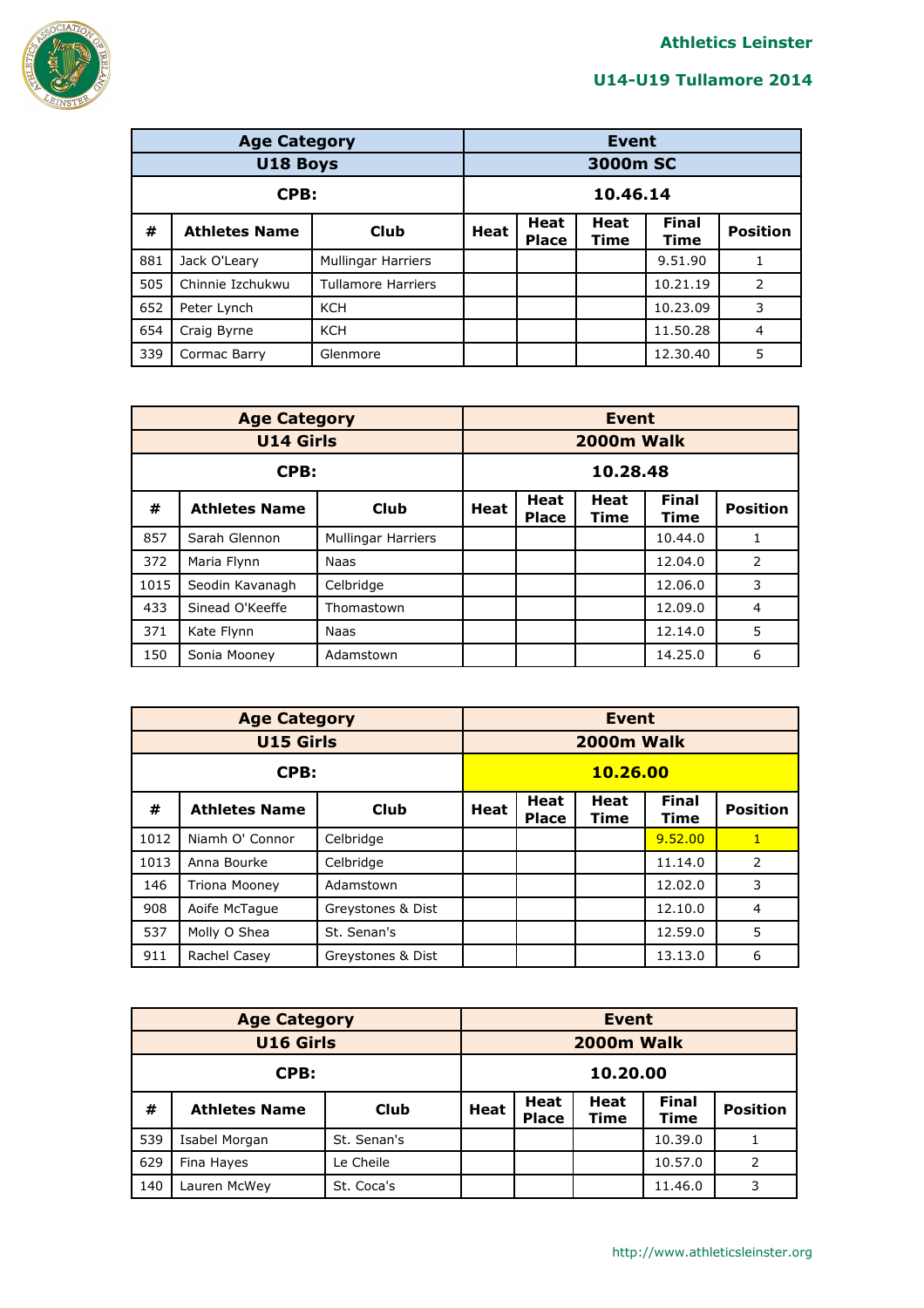**Athletics Leinster**

**U14-U19 Tullamore 2014**

| Age Category | | | Event | | | | |
|---|---|---|---|---|---|---|---|
| U18 Boys | | | 3000m SC | | | | |
| CPB: | | | 10.46.14 | | | | |
| # | Athletes Name | Club | Heat | Heat Place | Heat Time | Final Time | Position |
| 881 | Jack O'Leary | Mullingar Harriers | | | | 9.51.90 | 1 |
| 505 | Chinnie Izchukwu | Tullamore Harriers | | | | 10.21.19 | 2 |
| 652 | Peter Lynch | KCH | | | | 10.23.09 | 3 |
| 654 | Craig Byrne | KCH | | | | 11.50.28 | 4 |
| 339 | Cormac Barry | Glenmore | | | | 12.30.40 | 5 |

| Age Category | | | Event | | | | |
|---|---|---|---|---|---|---|---|
| U14 Girls | | | 2000m Walk | | | | |
| CPB: | | | 10.28.48 | | | | |
| # | Athletes Name | Club | Heat | Heat Place | Heat Time | Final Time | Position |
| 857 | Sarah Glennon | Mullingar Harriers | | | | 10.44.0 | 1 |
| 372 | Maria Flynn | Naas | | | | 12.04.0 | 2 |
| 1015 | Seodin Kavanagh | Celbridge | | | | 12.06.0 | 3 |
| 433 | Sinead O'Keeffe | Thomastown | | | | 12.09.0 | 4 |
| 371 | Kate Flynn | Naas | | | | 12.14.0 | 5 |
| 150 | Sonia Mooney | Adamstown | | | | 14.25.0 | 6 |

| Age Category | | | Event | | | | |
|---|---|---|---|---|---|---|---|
| U15 Girls | | | 2000m Walk | | | | |
| CPB: | | | 10.26.00 | | | | |
| # | Athletes Name | Club | Heat | Heat Place | Heat Time | Final Time | Position |
| 1012 | Niamh O' Connor | Celbridge | | | | 9.52.00 | 1 |
| 1013 | Anna Bourke | Celbridge | | | | 11.14.0 | 2 |
| 146 | Triona Mooney | Adamstown | | | | 12.02.0 | 3 |
| 908 | Aoife McTague | Greystones & Dist | | | | 12.10.0 | 4 |
| 537 | Molly O Shea | St. Senan's | | | | 12.59.0 | 5 |
| 911 | Rachel Casey | Greystones & Dist | | | | 13.13.0 | 6 |

| Age Category | | | Event | | | | |
|---|---|---|---|---|---|---|---|
| U16 Girls | | | 2000m Walk | | | | |
| CPB: | | | 10.20.00 | | | | |
| # | Athletes Name | Club | Heat | Heat Place | Heat Time | Final Time | Position |
| 539 | Isabel Morgan | St. Senan's | | | | 10.39.0 | 1 |
| 629 | Fina Hayes | Le Cheile | | | | 10.57.0 | 2 |
| 140 | Lauren McWey | St. Coca's | | | | 11.46.0 | 3 |

http://www.athleticsleinster.org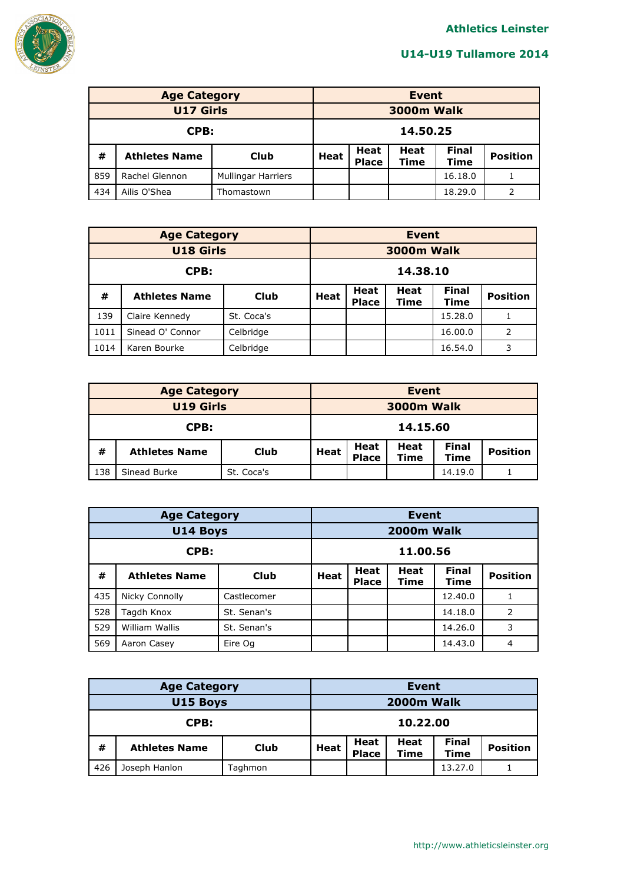| Age Category | | | Event | | | | |
|---|---|---|---|---|---|---|---|
| U17 Girls | | | 3000m Walk | | | | |
| CPB: | | | 14.50.25 | | | | |
| # | Athletes Name | Club | Heat | Heat Place | Heat Time | Final Time | Position |
| 859 | Rachel Glennon | Mullingar Harriers | | | | 16.18.0 | 1 |
| 434 | Ailis O'Shea | Thomastown | | | | 18.29.0 | 2 |

| Age Category | | | Event | | | | |
|---|---|---|---|---|---|---|---|
| U18 Girls | | | 3000m Walk | | | | |
| CPB: | | | 14.38.10 | | | | |
| # | Athletes Name | Club | Heat | Heat Place | Heat Time | Final Time | Position |
| 139 | Claire Kennedy | St. Coca's | | | | 15.28.0 | 1 |
| 1011 | Sinead O' Connor | Celbridge | | | | 16.00.0 | 2 |
| 1014 | Karen Bourke | Celbridge | | | | 16.54.0 | 3 |

| Age Category | | | Event | | | | |
|---|---|---|---|---|---|---|---|
| U19 Girls | | | 3000m Walk | | | | |
| CPB: | | | 14.15.60 | | | | |
| # | Athletes Name | Club | Heat | Heat Place | Heat Time | Final Time | Position |
| 138 | Sinead Burke | St. Coca's | | | | 14.19.0 | 1 |

| Age Category | | | Event | | | | |
|---|---|---|---|---|---|---|---|
| U14 Boys | | | 2000m Walk | | | | |
| CPB: | | | 11.00.56 | | | | |
| # | Athletes Name | Club | Heat | Heat Place | Heat Time | Final Time | Position |
| 435 | Nicky Connolly | Castlecomer | | | | 12.40.0 | 1 |
| 528 | Tagdh Knox | St. Senan's | | | | 14.18.0 | 2 |
| 529 | William Wallis | St. Senan's | | | | 14.26.0 | 3 |
| 569 | Aaron Casey | Eire Og | | | | 14.43.0 | 4 |

| Age Category | | | Event | | | | |
|---|---|---|---|---|---|---|---|
| U15 Boys | | | 2000m Walk | | | | |
| CPB: | | | 10.22.00 | | | | |
| # | Athletes Name | Club | Heat | Heat Place | Heat Time | Final Time | Position |
| 426 | Joseph Hanlon | Taghmon | | | | 13.27.0 | 1 |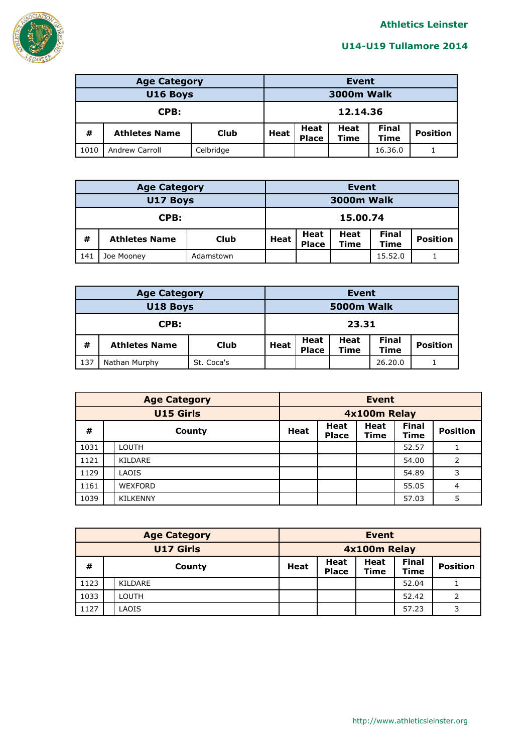| Age Category | | | Event | | | | |
|---|---|---|---|---|---|---|---|
| U16 Boys | | | 3000m Walk | | | | |
| CPB: | | | 12.14.36 | | | | |
| # | Athletes Name | Club | Heat | Heat Place | Heat Time | Final Time | Position |
| 1010 | Andrew Carroll | Celbridge | | | | 16.36.0 | 1 |

| Age Category | | | Event | | | | |
|---|---|---|---|---|---|---|---|
| U17 Boys | | | 3000m Walk | | | | |
| CPB: | | | 15.00.74 | | | | |
| # | Athletes Name | Club | Heat | Heat Place | Heat Time | Final Time | Position |
| 141 | Joe Mooney | Adamstown | | | | 15.52.0 | 1 |

| Age Category | | | Event | | | | |
|---|---|---|---|---|---|---|---|
| U18 Boys | | | 5000m Walk | | | | |
| CPB: | | | 23.31 | | | | |
| # | Athletes Name | Club | Heat | Heat Place | Heat Time | Final Time | Position |
| 137 | Nathan Murphy | St. Coca's | | | | 26.20.0 | 1 |

| Age Category | | Event | | | | |
|---|---|---|---|---|---|---|
| U15 Girls | | 4x100m Relay | | | | |
| # | County | Heat | Heat Place | Heat Time | Final Time | Position |
| 1031 | LOUTH | | | | 52.57 | 1 |
| 1121 | KILDARE | | | | 54.00 | 2 |
| 1129 | LAOIS | | | | 54.89 | 3 |
| 1161 | WEXFORD | | | | 55.05 | 4 |
| 1039 | KILKENNY | | | | 57.03 | 5 |

| Age Category | | Event | | | | |
|---|---|---|---|---|---|---|
| U17 Girls | | 4x100m Relay | | | | |
| # | County | Heat | Heat Place | Heat Time | Final Time | Position |
| 1123 | KILDARE | | | | 52.04 | 1 |
| 1033 | LOUTH | | | | 52.42 | 2 |
| 1127 | LAOIS | | | | 57.23 | 3 |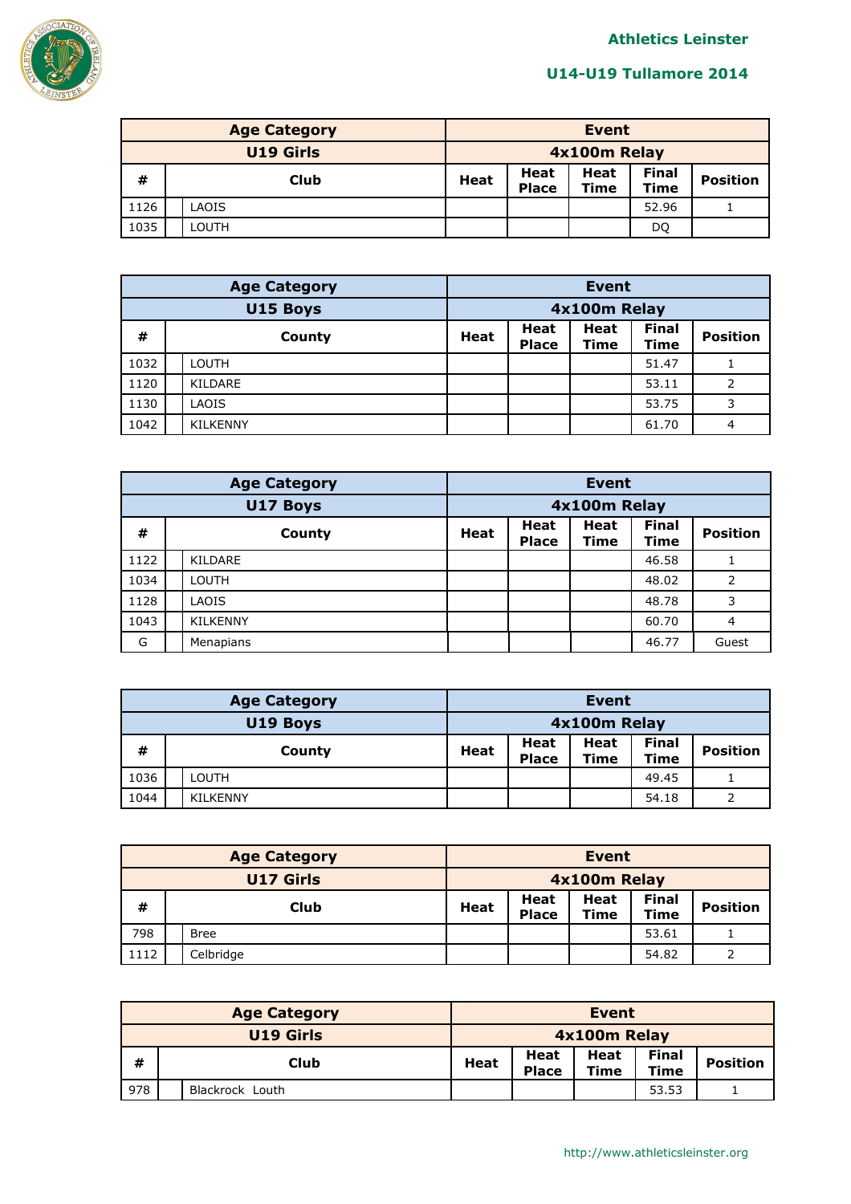| Age Category | | Event | | | | |
|---|---|---|---|---|---|---|
| U19 Girls | | 4x100m Relay | | | | |
| # | Club | Heat | Heat Place | Heat Time | Final Time | Position |
| 1126 | LAOIS | | | | 52.96 | 1 |
| 1035 | LOUTH | | | | DQ | |

| Age Category | | Event | | | | |
|---|---|---|---|---|---|---|
| U15 Boys | | 4x100m Relay | | | | |
| # | County | Heat | Heat Place | Heat Time | Final Time | Position |
| 1032 | LOUTH | | | | 51.47 | 1 |
| 1120 | KILDARE | | | | 53.11 | 2 |
| 1130 | LAOIS | | | | 53.75 | 3 |
| 1042 | KILKENNY | | | | 61.70 | 4 |

| Age Category | | Event | | | | |
|---|---|---|---|---|---|---|
| U17 Boys | | 4x100m Relay | | | | |
| # | County | Heat | Heat Place | Heat Time | Final Time | Position |
| 1122 | KILDARE | | | | 46.58 | 1 |
| 1034 | LOUTH | | | | 48.02 | 2 |
| 1128 | LAOIS | | | | 48.78 | 3 |
| 1043 | KILKENNY | | | | 60.70 | 4 |
| G | Menapians | | | | 46.77 | Guest |

| Age Category | | Event | | | | |
|---|---|---|---|---|---|---|
| U19 Boys | | 4x100m Relay | | | | |
| # | County | Heat | Heat Place | Heat Time | Final Time | Position |
| 1036 | LOUTH | | | | 49.45 | 1 |
| 1044 | KILKENNY | | | | 54.18 | 2 |

| Age Category | | Event | | | | |
|---|---|---|---|---|---|---|
| U17 Girls | | 4x100m Relay | | | | |
| # | Club | Heat | Heat Place | Heat Time | Final Time | Position |
| 798 | Bree | | | | 53.61 | 1 |
| 1112 | Celbridge | | | | 54.82 | 2 |

| Age Category | | Event | | | | |
|---|---|---|---|---|---|---|
| U19 Girls | | 4x100m Relay | | | | |
| # | Club | Heat | Heat Place | Heat Time | Final Time | Position |
| 978 | Blackrock Louth | | | | 53.53 | 1 |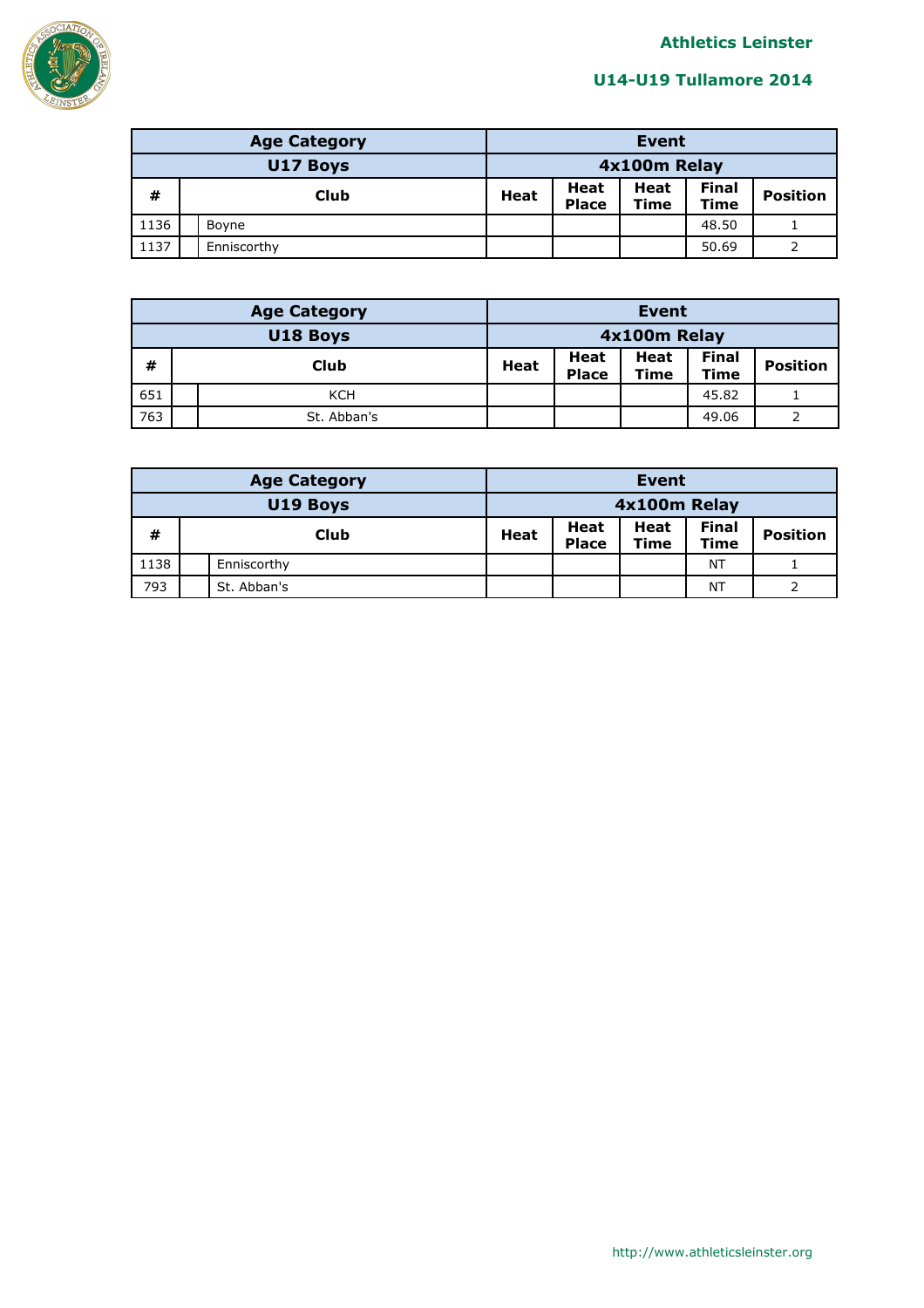| Age Category | | Event | | | | |
|---|---|---|---|---|---|---|
| U17 Boys | | 4x100m Relay | | | | |
| # | Club | Heat | Heat Place | Heat Time | Final Time | Position |
| 1136 | Boyne | | | | 48.50 | 1 |
| 1137 | Enniscorthy | | | | 50.69 | 2 |

| Age Category | | Event | | | | |
|---|---|---|---|---|---|---|
| U18 Boys | | 4x100m Relay | | | | |
| # | Club | Heat | Heat Place | Heat Time | Final Time | Position |
| 651 | KCH | | | | 45.82 | 1 |
| 763 | St. Abban's | | | | 49.06 | 2 |

| Age Category | | Event | | | | |
|---|---|---|---|---|---|---|
| U19 Boys | | 4x100m Relay | | | | |
| # | Club | Heat | Heat Place | Heat Time | Final Time | Position |
| 1138 | Enniscorthy | | | | NT | 1 |
| 793 | St. Abban's | | | | NT | 2 |